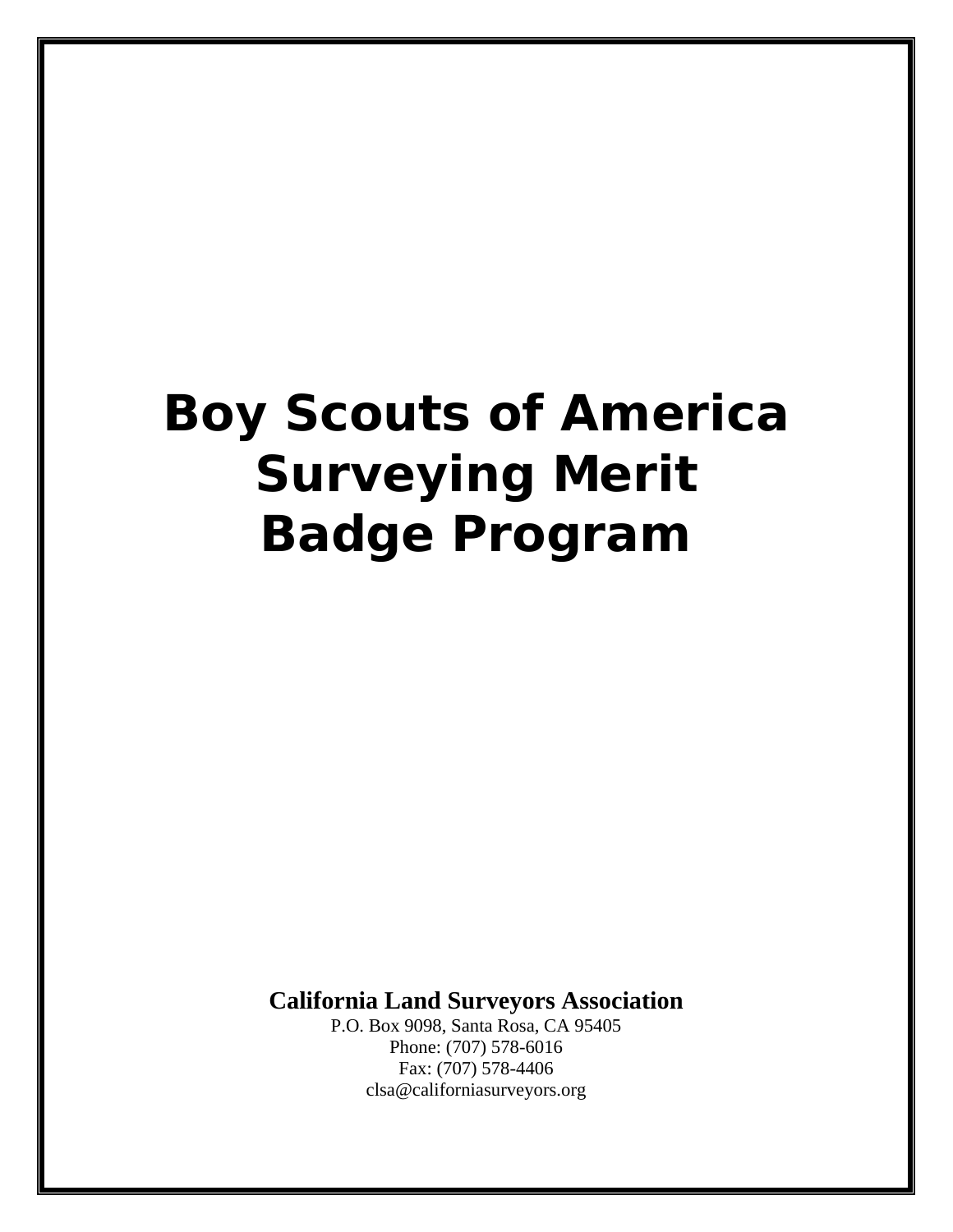# Boy Scouts of America Surveying Merit Badge Program

**California Land Surveyors Association**

P.O. Box 9098, Santa Rosa, CA 95405
Phone: (707) 578-6016
Fax: (707) 578-4406
clsa@californiasurveyors.org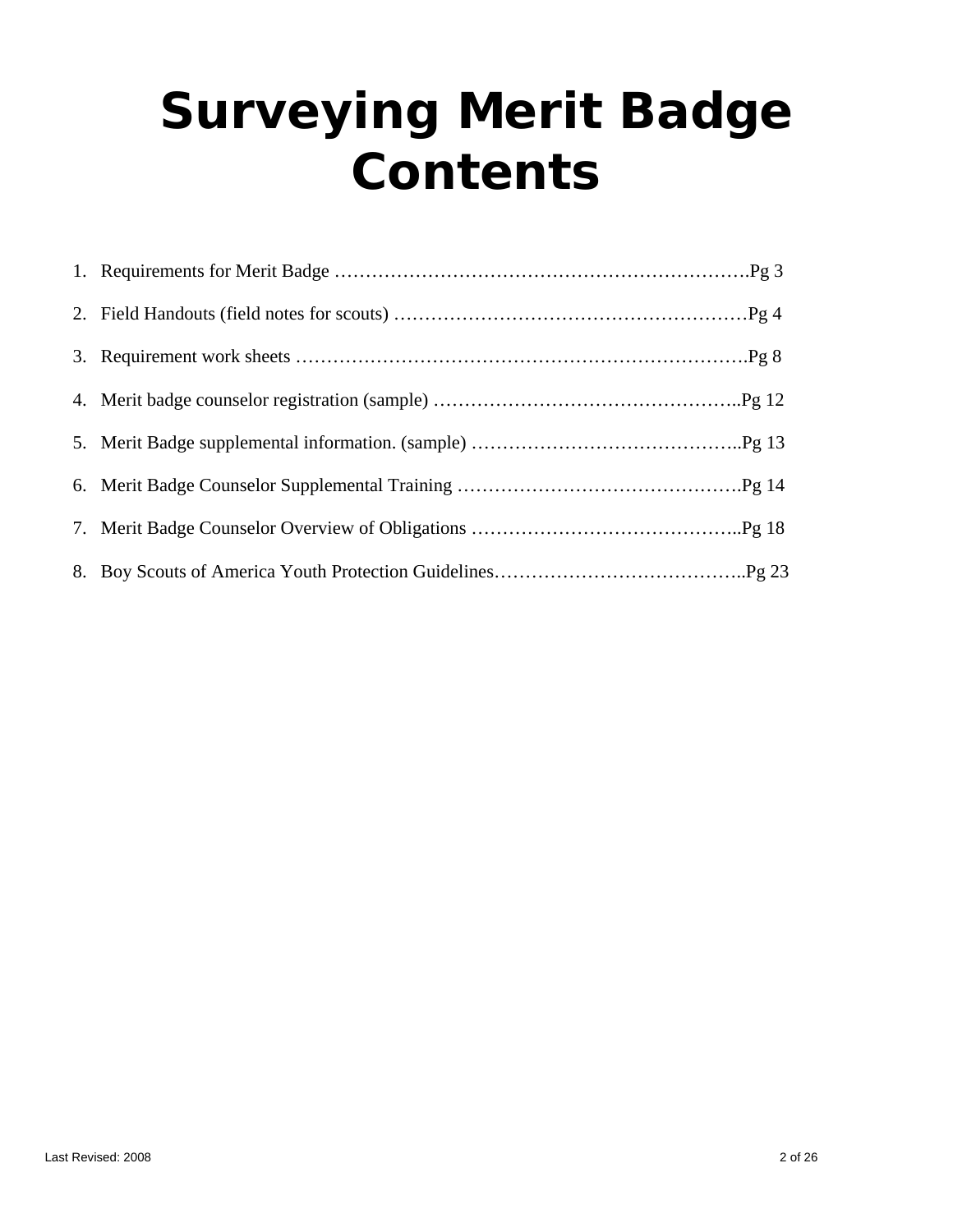# Surveying Merit Badge Contents

1. Requirements for Merit Badge ………………………………………………………….Pg 3
2. Field Handouts (field notes for scouts) …………………………………………………Pg 4
3. Requirement work sheets ……………………………………………………………….Pg 8
4. Merit badge counselor registration (sample) …………………………………………..Pg 12
5. Merit Badge supplemental information. (sample) ……………………………………..Pg 13
6. Merit Badge Counselor Supplemental Training ……………………………………….Pg 14
7. Merit Badge Counselor Overview of Obligations ……………………………………..Pg 18
8. Boy Scouts of America Youth Protection Guidelines…………………………………..Pg 23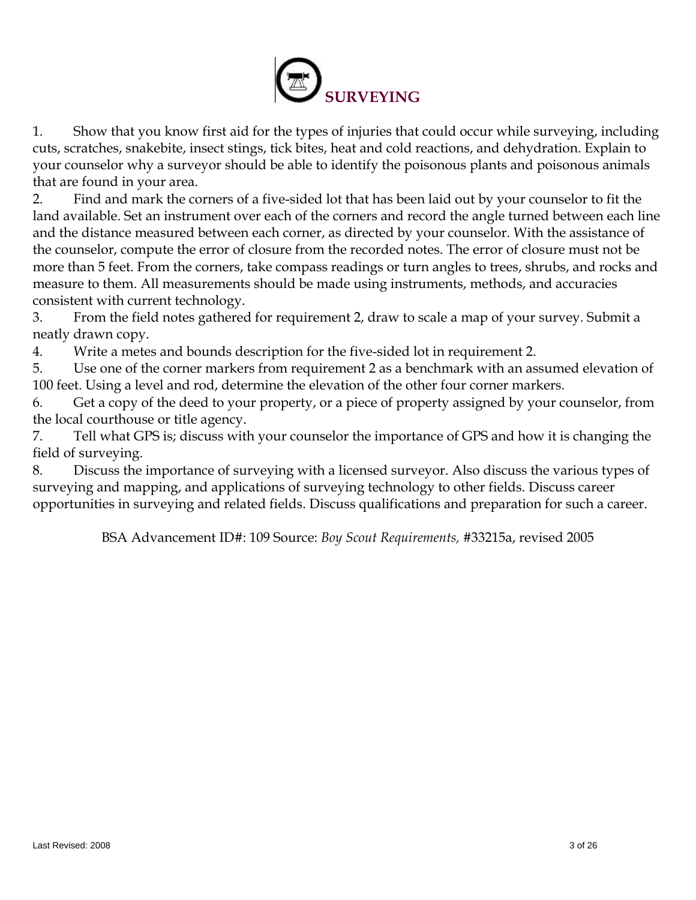# SURVEYING

1. Show that you know first aid for the types of injuries that could occur while surveying, including cuts, scratches, snakebite, insect stings, tick bites, heat and cold reactions, and dehydration. Explain to your counselor why a surveyor should be able to identify the poisonous plants and poisonous animals that are found in your area.
2. Find and mark the corners of a five-sided lot that has been laid out by your counselor to fit the land available. Set an instrument over each of the corners and record the angle turned between each line and the distance measured between each corner, as directed by your counselor. With the assistance of the counselor, compute the error of closure from the recorded notes. The error of closure must not be more than 5 feet. From the corners, take compass readings or turn angles to trees, shrubs, and rocks and measure to them. All measurements should be made using instruments, methods, and accuracies consistent with current technology.
3. From the field notes gathered for requirement 2, draw to scale a map of your survey. Submit a neatly drawn copy.
4. Write a metes and bounds description for the five-sided lot in requirement 2.
5. Use one of the corner markers from requirement 2 as a benchmark with an assumed elevation of 100 feet. Using a level and rod, determine the elevation of the other four corner markers.
6. Get a copy of the deed to your property, or a piece of property assigned by your counselor, from the local courthouse or title agency.
7. Tell what GPS is; discuss with your counselor the importance of GPS and how it is changing the field of surveying.
8. Discuss the importance of surveying with a licensed surveyor. Also discuss the various types of surveying and mapping, and applications of surveying technology to other fields. Discuss career opportunities in surveying and related fields. Discuss qualifications and preparation for such a career.

BSA Advancement ID#: 109 Source: *Boy Scout Requirements,* #33215a, revised 2005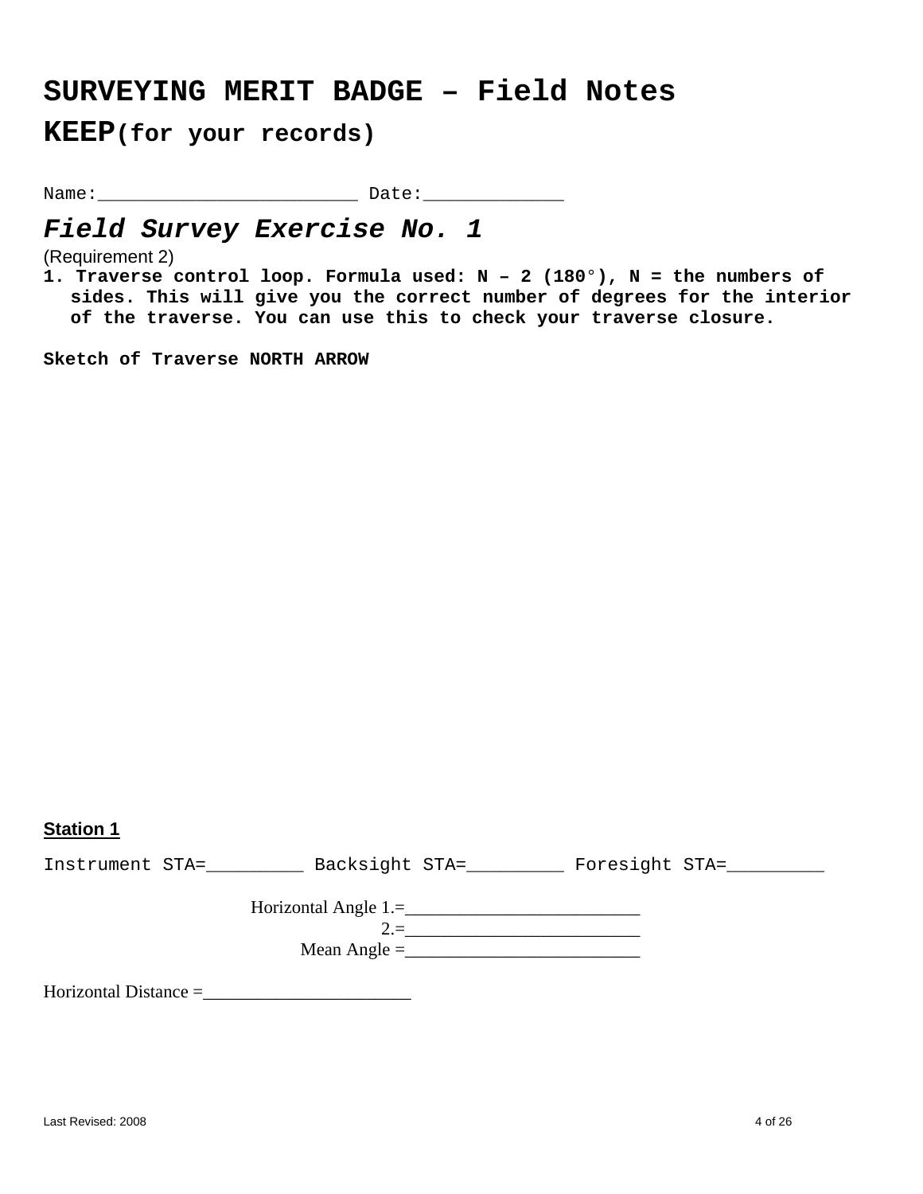# SURVEYING MERIT BADGE – Field Notes

## KEEP(for your records)

Name:________________________ Date:_____________

## *Field Survey Exercise No. 1*

(Requirement 2)

1. **Traverse control loop. Formula used: N – 2 (180°), N = the numbers of sides. This will give you the correct number of degrees for the interior of the traverse. You can use this to check your traverse closure.**

**Sketch of Traverse NORTH ARROW**

**Station 1**

Instrument STA=_________ Backsight STA=_________ Foresight STA=_________

Horizontal Angle 1.=__________________________

2.=__________________________

Mean Angle =__________________________

Horizontal Distance =_______________________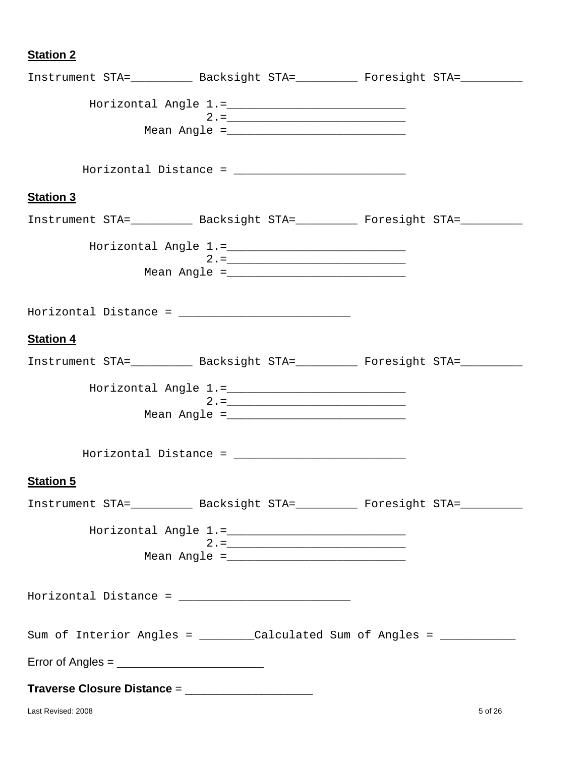**Station 2**

Instrument STA=_________ Backsight STA=_________ Foresight STA=_________

Horizontal Angle 1.=__________________________

2.=__________________________

Mean Angle =__________________________

Horizontal Distance = _________________________

**Station 3**

Instrument STA=_________ Backsight STA=_________ Foresight STA=_________

Horizontal Angle 1.=__________________________

2.=__________________________

Mean Angle =__________________________

Horizontal Distance = _________________________

**Station 4**

Instrument STA=_________ Backsight STA=_________ Foresight STA=_________

Horizontal Angle 1.=__________________________

2.=__________________________

Mean Angle =__________________________

Horizontal Distance = _________________________

**Station 5**

Instrument STA=_________ Backsight STA=_________ Foresight STA=_________

Horizontal Angle 1.=__________________________

2.=__________________________

Mean Angle =__________________________

Horizontal Distance = _________________________

Sum of Interior Angles = ________Calculated Sum of Angles = ___________

Error of Angles = ______________________

**Traverse Closure Distance** = ___________________

Last Revised: 2008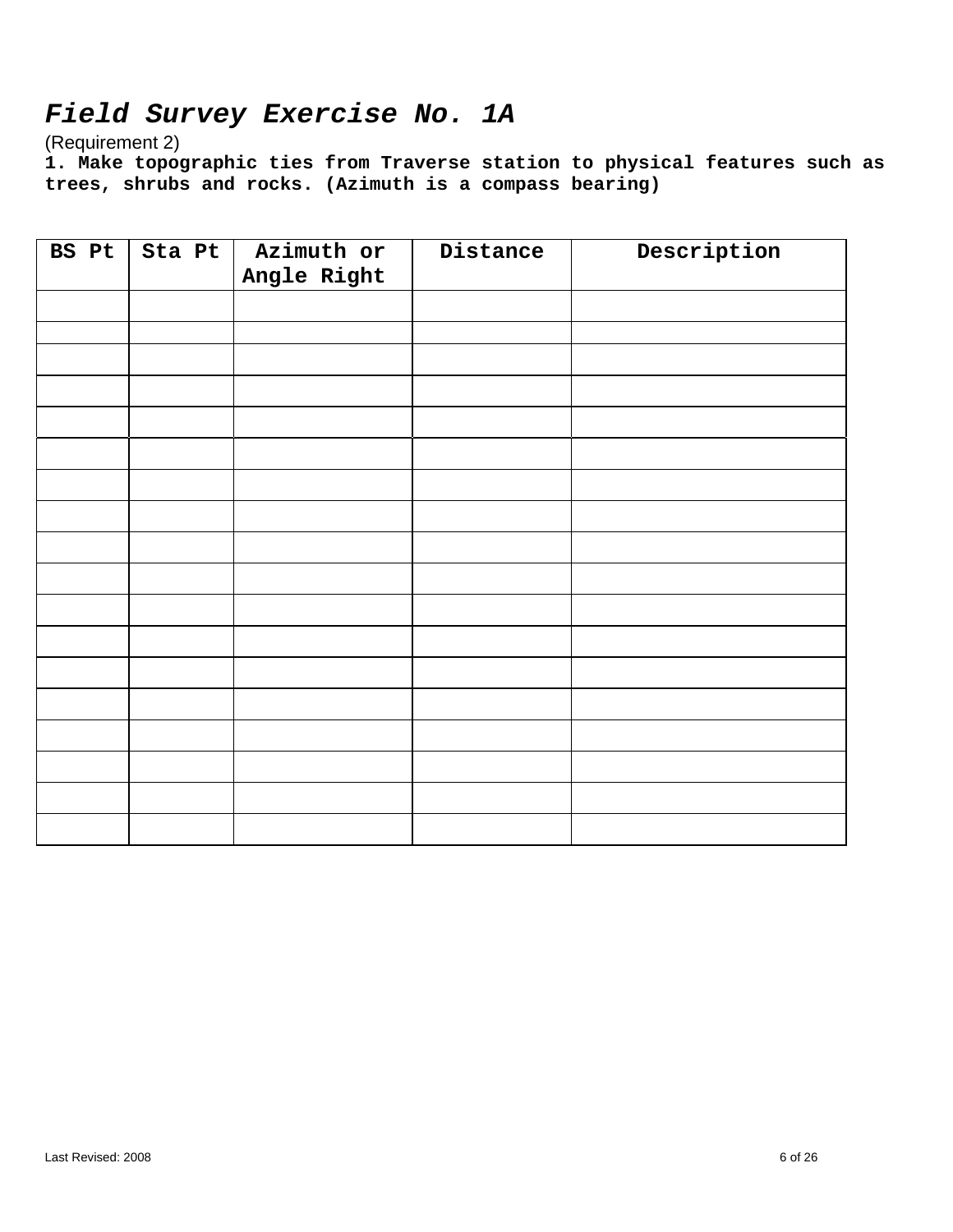# *Field Survey Exercise No. 1A*

(Requirement 2)

**1. Make topographic ties from Traverse station to physical features such as trees, shrubs and rocks. (Azimuth is a compass bearing)**

| BS Pt | Sta Pt | Azimuth or Angle Right | Distance | Description |
|---|---|---|---|---|
| | | | | |
| | | | | |
| | | | | |
| | | | | |
| | | | | |
| | | | | |
| | | | | |
| | | | | |
| | | | | |
| | | | | |
| | | | | |
| | | | | |
| | | | | |
| | | | | |
| | | | | |
| | | | | |
| | | | | |
| | | | | |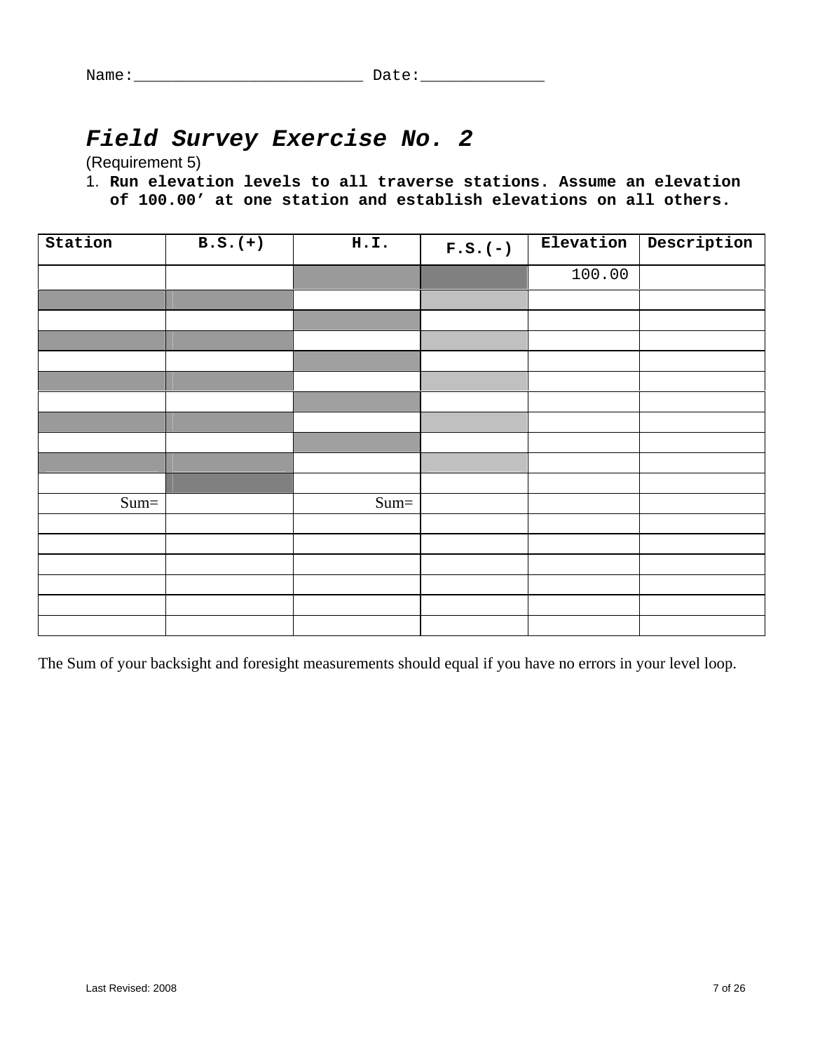Name:________________________ Date:_____________

## *Field Survey Exercise No. 2*

(Requirement 5)

1. **Run elevation levels to all traverse stations. Assume an elevation of 100.00’ at one station and establish elevations on all others.**

| Station | B.S.(+) | H.I. | F.S.(-) | Elevation | Description |
|---|---|---|---|---|---|
| | | | | 100.00 | |
| | | | | | |
| | | | | | |
| | | | | | |
| | | | | | |
| | | | | | |
| | | | | | |
| | | | | | |
| | | | | | |
| | | | | | |
| | | | | | |
| Sum= | | Sum= | | | |
| | | | | | |
| | | | | | |
| | | | | | |
| | | | | | |
| | | | | | |
| | | | | | |

The Sum of your backsight and foresight measurements should equal if you have no errors in your level loop.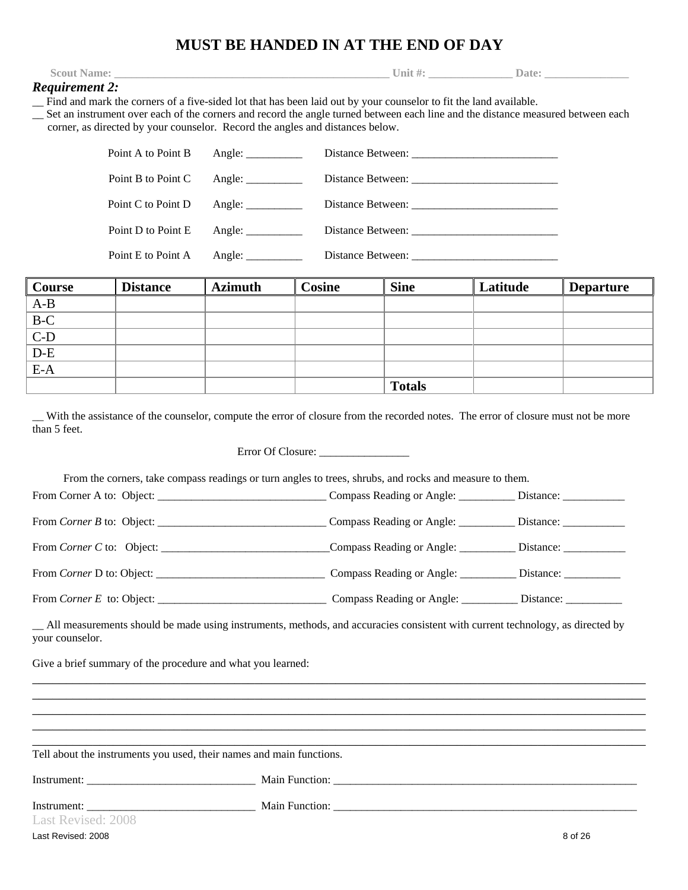# MUST BE HANDED IN AT THE END OF DAY

**Scout Name:** ___________________________________________________ **Unit #:** _______________ **Date:** _______________

***Requirement 2:***

__ Find and mark the corners of a five-sided lot that has been laid out by your counselor to fit the land available.

__ Set an instrument over each of the corners and record the angle turned between each line and the distance measured between each corner, as directed by your counselor. Record the angles and distances below.

Point A to Point B Angle: __________ Distance Between: __________________________

Point B to Point C Angle: __________ Distance Between: __________________________

Point C to Point D Angle: __________ Distance Between: __________________________

Point D to Point E Angle: __________ Distance Between: __________________________

Point E to Point A Angle: __________ Distance Between: __________________________

| Course | Distance | Azimuth | Cosine | Sine | Latitude | Departure |
|---|---|---|---|---|---|---|
| A-B | | | | | | |
| B-C | | | | | | |
| C-D | | | | | | |
| D-E | | | | | | |
| E-A | | | | | | |
| | | | | **Totals** | | |

__ With the assistance of the counselor, compute the error of closure from the recorded notes. The error of closure must not be more than 5 feet.

Error Of Closure: ________________

From the corners, take compass readings or turn angles to trees, shrubs, and rocks and measure to them.

From Corner A to: Object: _______________________________ Compass Reading or Angle: __________ Distance: ___________

From *Corner B* to: Object: _______________________________ Compass Reading or Angle: __________ Distance: ___________

From *Corner C* to: Object: _______________________________ Compass Reading or Angle: __________ Distance: ___________

From *Corner* D to: Object: _______________________________ Compass Reading or Angle: __________ Distance: __________

From *Corner E* to: Object: _______________________________ Compass Reading or Angle: __________ Distance: __________

__ All measurements should be made using instruments, methods, and accuracies consistent with current technology, as directed by your counselor.

Give a brief summary of the procedure and what you learned:

______________________________________________________________________________________________

______________________________________________________________________________________________

______________________________________________________________________________________________

______________________________________________________________________________________________

______________________________________________________________________________________________

Tell about the instruments you used, their names and main functions.

Instrument: ______________________________ Main Function: _________________________________________________________

Instrument: ______________________________ Main Function: _________________________________________________________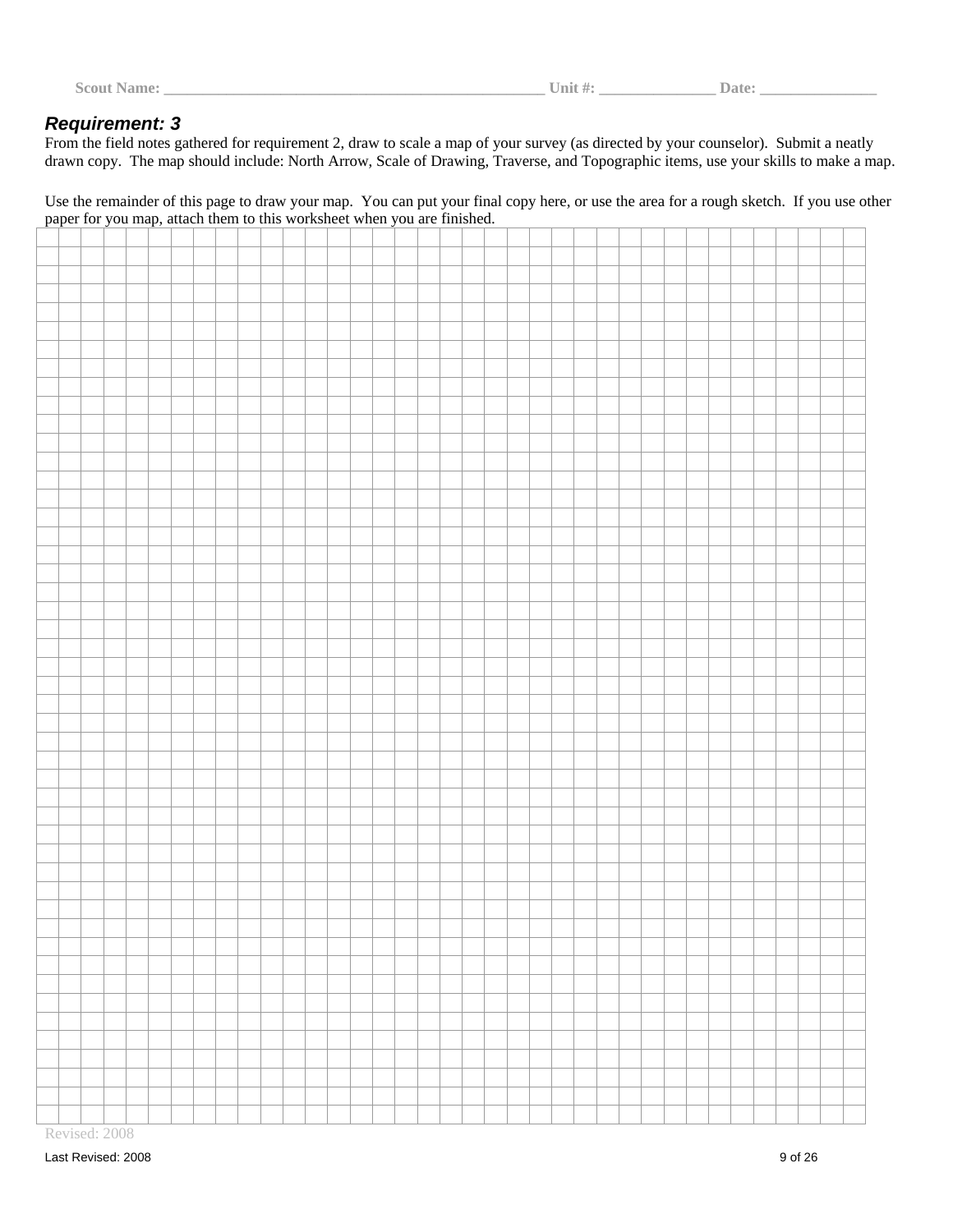Scout Name: _______________________________________________ Unit #: ______________ Date: ______________

## *Requirement: 3*

From the field notes gathered for requirement 2, draw to scale a map of your survey (as directed by your counselor). Submit a neatly drawn copy. The map should include: North Arrow, Scale of Drawing, Traverse, and Topographic items, use your skills to make a map.

Use the remainder of this page to draw your map. You can put your final copy here, or use the area for a rough sketch. If you use other paper for you map, attach them to this worksheet when you are finished.

Revised: 2008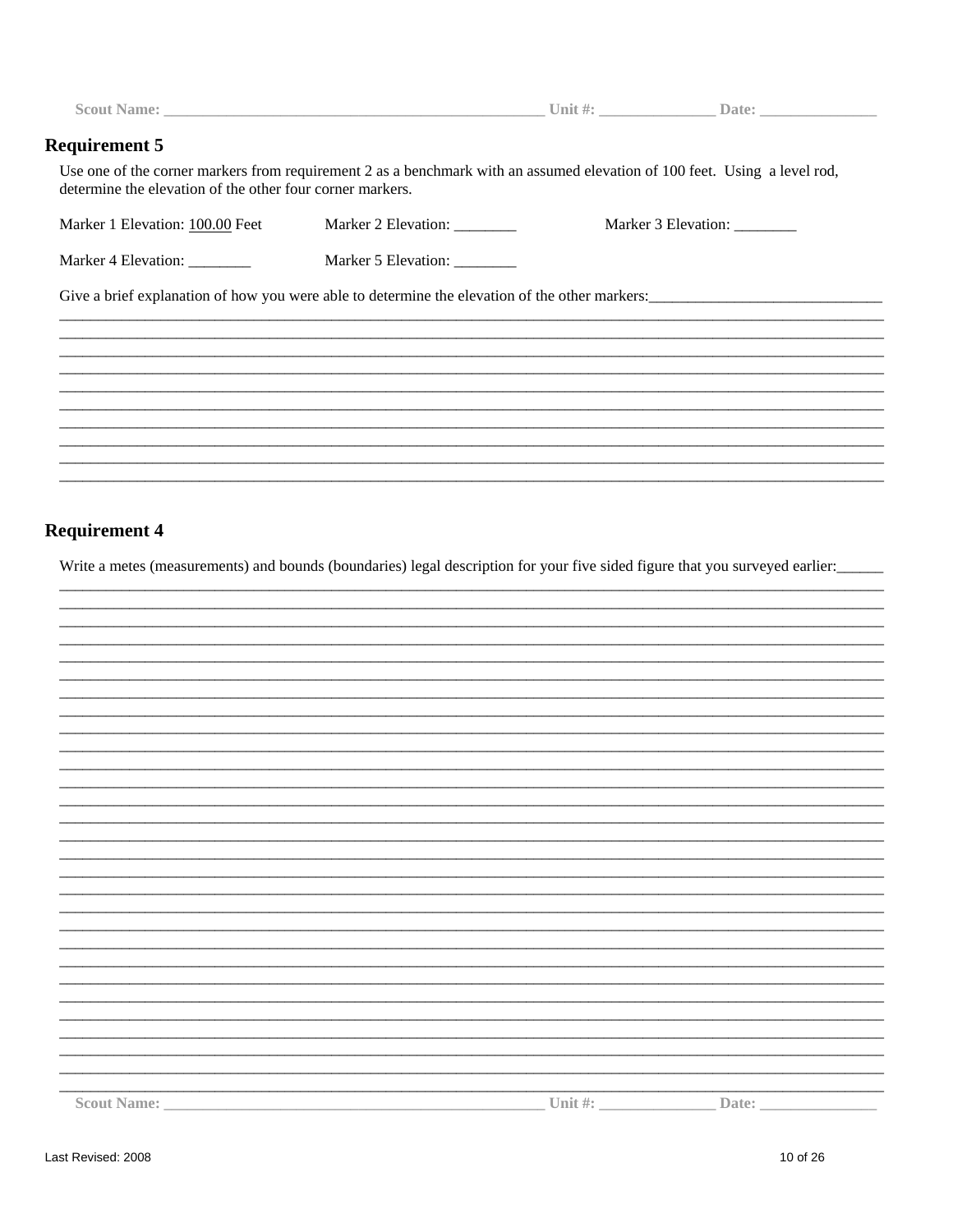Scout Name: ________________________________________________ Unit #: ______________ Date: ______________

## Requirement 5

Use one of the corner markers from requirement 2 as a benchmark with an assumed elevation of 100 feet. Using a level rod, determine the elevation of the other four corner markers.

Marker 1 Elevation: 100.00 Feet    Marker 2 Elevation: ________    Marker 3 Elevation: ________

Marker 4 Elevation: ________    Marker 5 Elevation: ________

Give a brief explanation of how you were able to determine the elevation of the other markers:______________________________

_____________________________________________________________________________________________________
_____________________________________________________________________________________________________
_____________________________________________________________________________________________________
_____________________________________________________________________________________________________
_____________________________________________________________________________________________________
_____________________________________________________________________________________________________
_____________________________________________________________________________________________________
_____________________________________________________________________________________________________
_____________________________________________________________________________________________________
_____________________________________________________________________________________________________

## Requirement 4

Write a metes (measurements) and bounds (boundaries) legal description for your five sided figure that you surveyed earlier:______

_____________________________________________________________________________________________________
_____________________________________________________________________________________________________
_____________________________________________________________________________________________________
_____________________________________________________________________________________________________
_____________________________________________________________________________________________________
_____________________________________________________________________________________________________
_____________________________________________________________________________________________________
_____________________________________________________________________________________________________
_____________________________________________________________________________________________________
_____________________________________________________________________________________________________
_____________________________________________________________________________________________________
_____________________________________________________________________________________________________
_____________________________________________________________________________________________________
_____________________________________________________________________________________________________
_____________________________________________________________________________________________________
_____________________________________________________________________________________________________
_____________________________________________________________________________________________________
_____________________________________________________________________________________________________
_____________________________________________________________________________________________________
_____________________________________________________________________________________________________
_____________________________________________________________________________________________________
_____________________________________________________________________________________________________
_____________________________________________________________________________________________________
_____________________________________________________________________________________________________
_____________________________________________________________________________________________________
_____________________________________________________________________________________________________
_____________________________________________________________________________________________________
_____________________________________________________________________________________________________
_____________________________________________________________________________________________________

Scout Name: ________________________________________________ Unit #: ______________ Date: ______________

Last Revised: 2008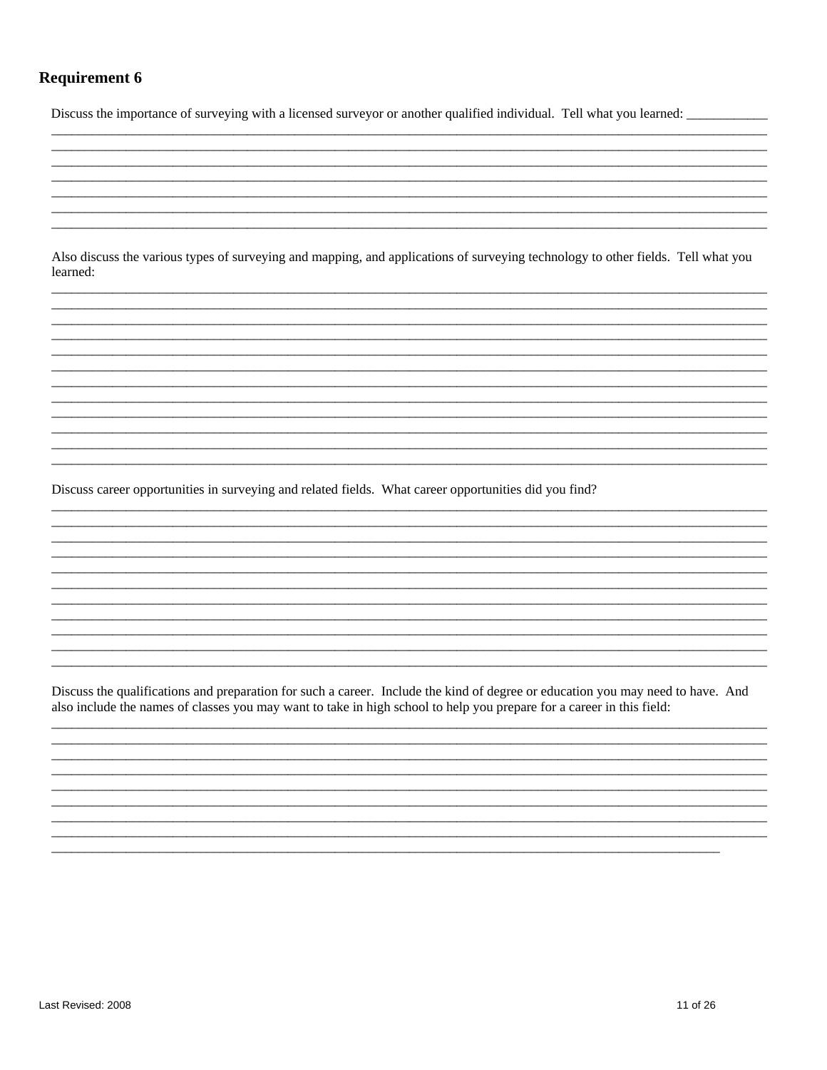## Requirement 6

Discuss the importance of surveying with a licensed surveyor or another qualified individual. Tell what you learned: ____________

Also discuss the various types of surveying and mapping, and applications of surveying technology to other fields. Tell what you learned:

Discuss career opportunities in surveying and related fields. What career opportunities did you find?

Discuss the qualifications and preparation for such a career. Include the kind of degree or education you may need to have. And also include the names of classes you may want to take in high school to help you prepare for a career in this field:

Last Revised: 2008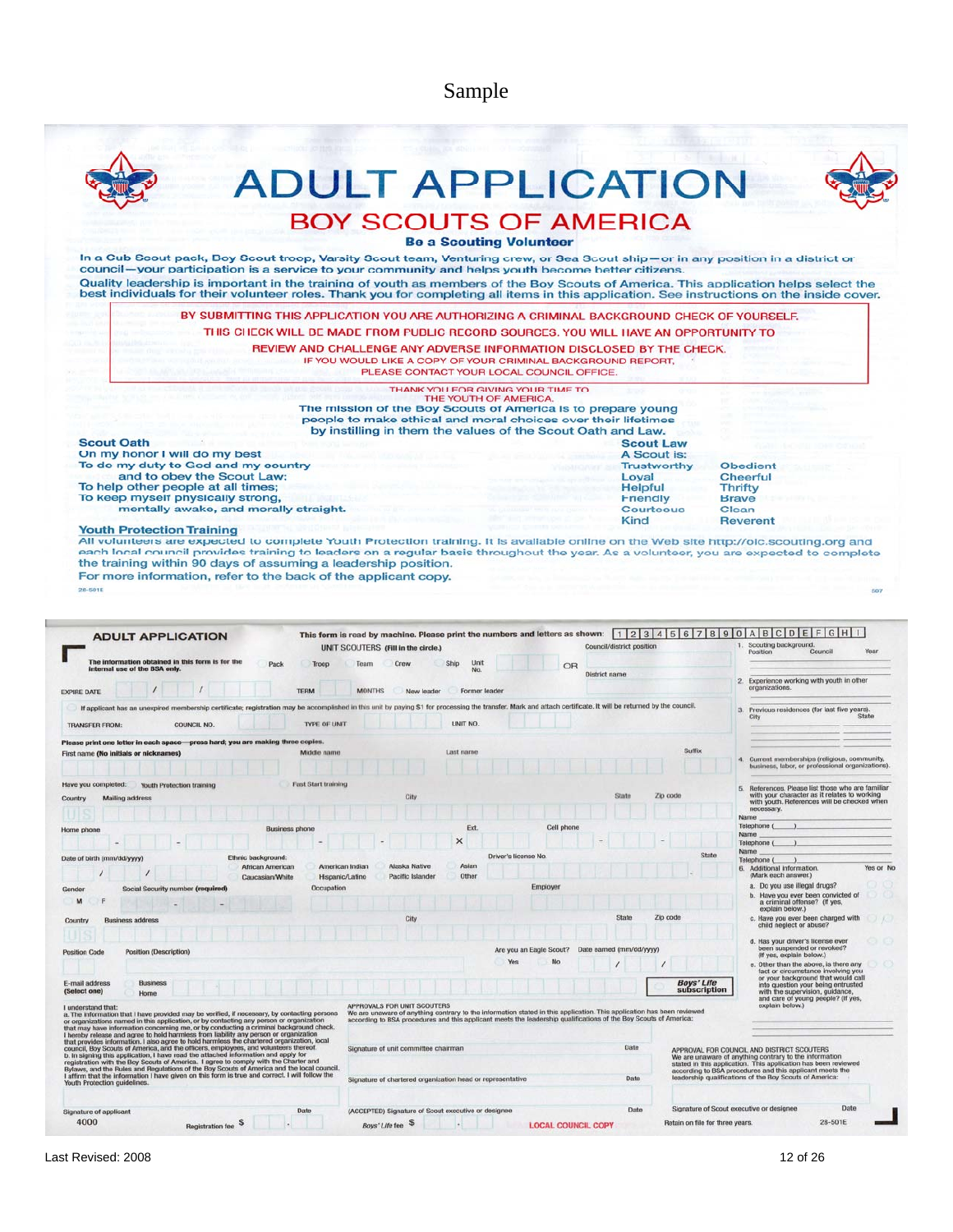Sample

# ADULT APPLICATION

## BOY SCOUTS OF AMERICA

**Be a Scouting Volunteer**

In a Cub Scout pack, Boy Scout troop, Varsity Scout team, Venturing crew, or Sea Scout ship—or in any position in a district or council—your participation is a service to your community and helps youth become better citizens.

Quality leadership is important in the training of youth as members of the Boy Scouts of America. This application helps select the best individuals for their volunteer roles. Thank you for completing all items in this application. See instructions on the inside cover.

BY SUBMITTING THIS APPLICATION YOU ARE AUTHORIZING A CRIMINAL BACKGROUND CHECK OF YOURSELF. THIS CHECK WILL BE MADE FROM PUBLIC RECORD SOURCES. YOU WILL HAVE AN OPPORTUNITY TO REVIEW AND CHALLENGE ANY ADVERSE INFORMATION DISCLOSED BY THE CHECK. IF YOU WOULD LIKE A COPY OF YOUR CRIMINAL BACKGROUND REPORT, PLEASE CONTACT YOUR LOCAL COUNCIL OFFICE.

THANK YOU FOR GIVING YOUR TIME TO THE YOUTH OF AMERICA.

The mission of the Boy Scouts of America is to prepare young people to make ethical and moral choices over their lifetimes by instilling in them the values of the Scout Oath and Law.

**Scout Oath**

On my honor I will do my best
To do my duty to God and my country
and to obey the Scout Law;
To help other people at all times;
To keep myself physically strong,
mentally awake, and morally straight.

**Scout Law**

A Scout is:

Trustworthy, Loyal, Helpful, Friendly, Courteous, Kind, Obedient, Cheerful, Thrifty, Brave, Clean, Reverent

**Youth Protection Training**

All volunteers are expected to complete Youth Protection training. It is available online on the Web site http://olc.scouting.org and each local council provides training to leaders on a regular basis throughout the year. As a volunteer, you are expected to complete the training within 90 days of assuming a leadership position.

For more information, refer to the back of the applicant copy.

28-501E

---

**ADULT APPLICATION**

This form is read by machine. Please print the numbers and letters as shown: 1 2 3 4 5 6 7 8 9 0 A B C D E F G H I

UNIT SCOUTERS (Fill in the circle.) — Pack / Troop / Team / Crew / Ship — Unit No. — OR — Council/district position — District name

The information obtained in this form is for the internal use of the BSA only.

EXPIRE DATE ___/___/___ TERM ___ MONTHS — New leader / Former leader

If applicant has an unexpired membership certificate, registration may be accomplished in this unit by paying $1 for processing the transfer. Mark and attach certificate. It will be returned by the council.

TRANSFER FROM: COUNCIL NO. ___ TYPE OF UNIT ___ UNIT NO. ___

Please print one letter in each space—press hard; you are making three copies.

First name (No initials or nicknames) — Middle name — Last name — Suffix

Have you completed: Youth Protection training — Fast Start training

Country (US) — Mailing address — City — State — Zip code

Home phone — Business phone — Ext. — Cell phone

Date of birth (mm/dd/yyyy) — Ethnic background: African American / American Indian / Alaska Native / Asian / Caucasian/White / Hispanic/Latino / Pacific Islander / Other — Driver's license No. — State

Gender (M / F) — Social Security number (required) — Occupation — Employer

Country (US) — Business address — City — State — Zip code

Position Code — Position (Description) — Are you an Eagle Scout? Yes / No — Date earned (mm/dd/yyyy)

E-mail address (Select one): Business / Home — Boys' Life subscription

I understand that:

a. The information that I have provided may be verified, if necessary, by contacting persons or organizations named in this application, or by contacting any person or organization that may have information concerning me, or by conducting a criminal background check. I hereby release and agree to hold harmless from liability any person or organization that provides information. I also agree to hold harmless the chartered organization, local council, Boy Scouts of America, and the officers, employees, and volunteers thereof.

b. In signing this application, I have read the attached information and apply for registration with the Boy Scouts of America. I agree to comply with the Charter and Bylaws, and the Rules and Regulations of the Boy Scouts of America and the local council. I affirm that the information I have given on this form is true and correct. I will follow the Youth Protection guidelines.

Signature of applicant — Date

4000 — Registration fee $

APPROVALS FOR UNIT SCOUTERS

We are unaware of anything contrary to the information stated in this application. This application has been reviewed according to BSA procedures and this applicant meets the leadership qualifications of the Boy Scouts of America:

Signature of unit committee chairman — Date

Signature of chartered organization head or representative — Date

(ACCEPTED) Signature of Scout executive or designee — Date

Boys' Life fee $ — LOCAL COUNCIL COPY

1. Scouting background. Position — Council — Year
2. Experience working with youth in other organizations.
3. Previous residences (for last five years). City — State
4. Current memberships (religious, community, business, labor, or professional organizations).
5. References. Please list those who are familiar with your character as it relates to working with youth. References will be checked when necessary.
   Name / Telephone ( )
   Name / Telephone ( )
   Name / Telephone ( )
6. Additional information. (Mark each answer.) Yes or No
   a. Do you use illegal drugs?
   b. Have you ever been convicted of a criminal offense? (If yes, explain below.)
   c. Have you ever been charged with child neglect or abuse?
   d. Has your driver's license ever been suspended or revoked? (If yes, explain below.)
   e. Other than the above, is there any fact or circumstance involving you or your background that would call into question your being entrusted with the supervision, guidance, and care of young people? (If yes, explain below.)

APPROVAL FOR COUNCIL AND DISTRICT SCOUTERS

We are unaware of anything contrary to the information stated in this application. This application has been reviewed according to BSA procedures and this applicant meets the leadership qualifications of the Boy Scouts of America:

Signature of Scout executive or designee — Date

Retain on file for three years. — 28-501E

Last Revised: 2008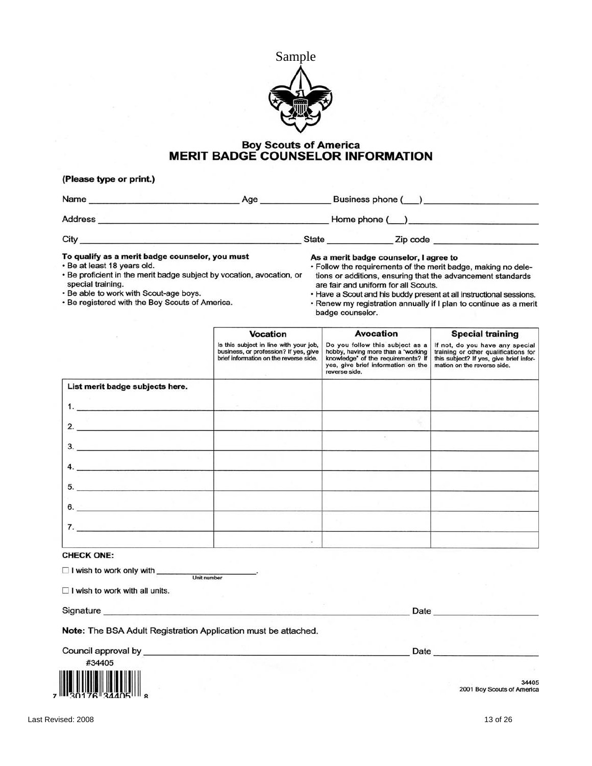Sample

## Boy Scouts of America
# MERIT BADGE COUNSELOR INFORMATION

**(Please type or print.)**

Name ______________________ Age __________ Business phone (___)__________________

Address ____________________________________ Home phone (___)__________________

City ____________________________________ State __________ Zip code __________________

**To qualify as a merit badge counselor, you must**

- Be at least 18 years old.
- Be proficient in the merit badge subject by vocation, avocation, or special training.
- Be able to work with Scout-age boys.
- Be registered with the Boy Scouts of America.

**As a merit badge counselor, I agree to**

- Follow the requirements of the merit badge, making no deletions or additions, ensuring that the advancement standards are fair and uniform for all Scouts.
- Have a Scout and his buddy present at all instructional sessions.
- Renew my registration annually if I plan to continue as a merit badge counselor.

| | **Vocation**<br>Is this subject in line with your job, business, or profession? If yes, give brief information on the reverse side. | **Avocation**<br>Do you follow this subject as a hobby, having more than a "working knowledge" of the requirements? If yes, give brief information on the reverse side. | **Special training**<br>If not, do you have any special training or other qualifications for this subject? If yes, give brief information on the reverse side. |
|---|---|---|---|
| **List merit badge subjects here.**<br>1. ____________ | | | |
| 2. ____________ | | | |
| 3. ____________ | | | |
| 4. ____________ | | | |
| 5. ____________ | | | |
| 6. ____________ | | | |
| 7. ____________ | | | |
| | | | |

**CHECK ONE:**

☐ I wish to work only with ____________________.
Unit number

☐ I wish to work with all units.

Signature ____________________________________________ Date __________________

**Note:** The BSA Adult Registration Application must be attached.

Council approval by ____________________________________ Date __________________

#34405

7 30176 34405 8

34405
2001 Boy Scouts of America

Last Revised: 2008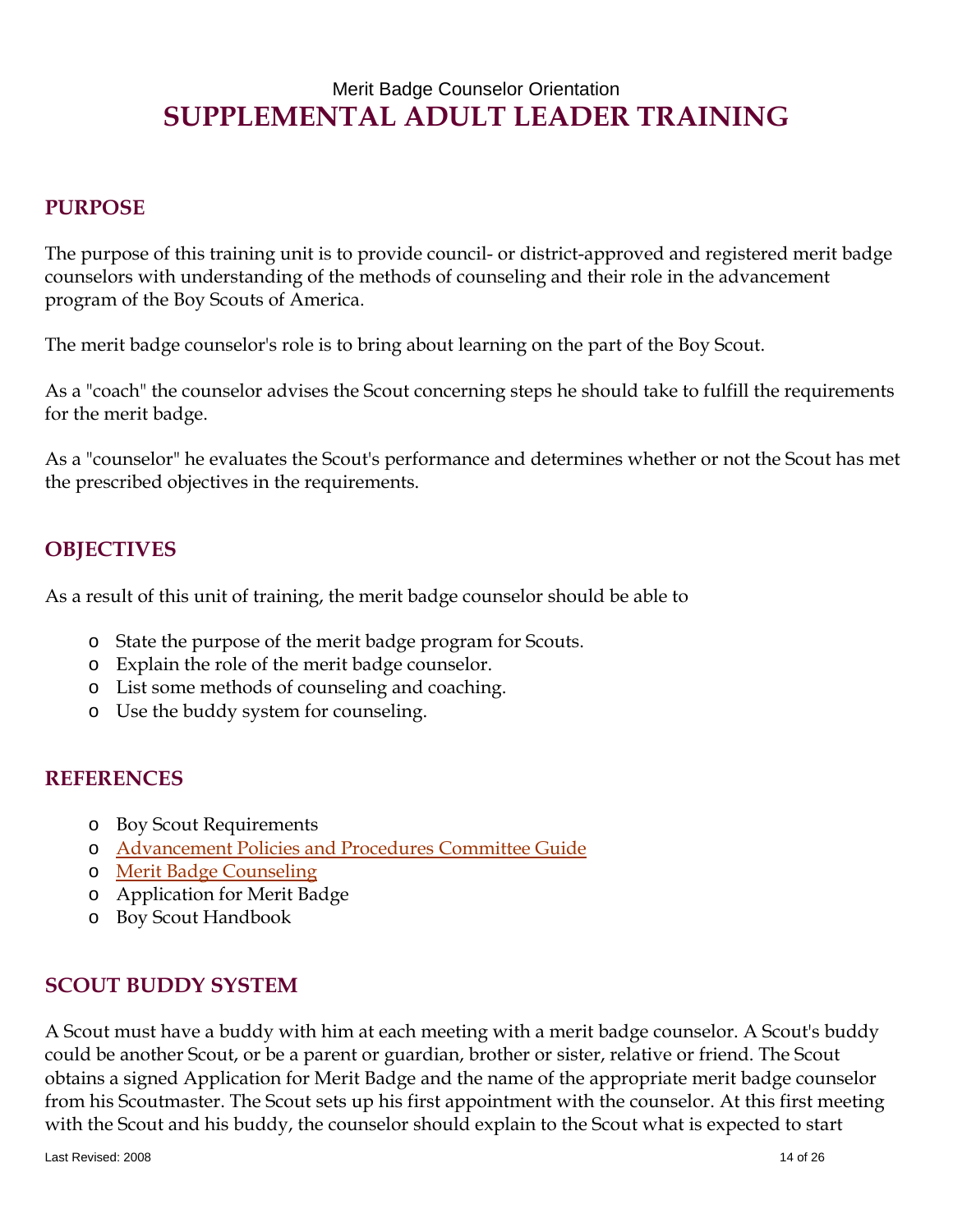Merit Badge Counselor Orientation

# SUPPLEMENTAL ADULT LEADER TRAINING

## PURPOSE

The purpose of this training unit is to provide council- or district-approved and registered merit badge counselors with understanding of the methods of counseling and their role in the advancement program of the Boy Scouts of America.

The merit badge counselor's role is to bring about learning on the part of the Boy Scout.

As a "coach" the counselor advises the Scout concerning steps he should take to fulfill the requirements for the merit badge.

As a "counselor" he evaluates the Scout's performance and determines whether or not the Scout has met the prescribed objectives in the requirements.

## OBJECTIVES

As a result of this unit of training, the merit badge counselor should be able to

- State the purpose of the merit badge program for Scouts.
- Explain the role of the merit badge counselor.
- List some methods of counseling and coaching.
- Use the buddy system for counseling.

## REFERENCES

- Boy Scout Requirements
- Advancement Policies and Procedures Committee Guide
- Merit Badge Counseling
- Application for Merit Badge
- Boy Scout Handbook

## SCOUT BUDDY SYSTEM

A Scout must have a buddy with him at each meeting with a merit badge counselor. A Scout's buddy could be another Scout, or be a parent or guardian, brother or sister, relative or friend. The Scout obtains a signed Application for Merit Badge and the name of the appropriate merit badge counselor from his Scoutmaster. The Scout sets up his first appointment with the counselor. At this first meeting with the Scout and his buddy, the counselor should explain to the Scout what is expected to start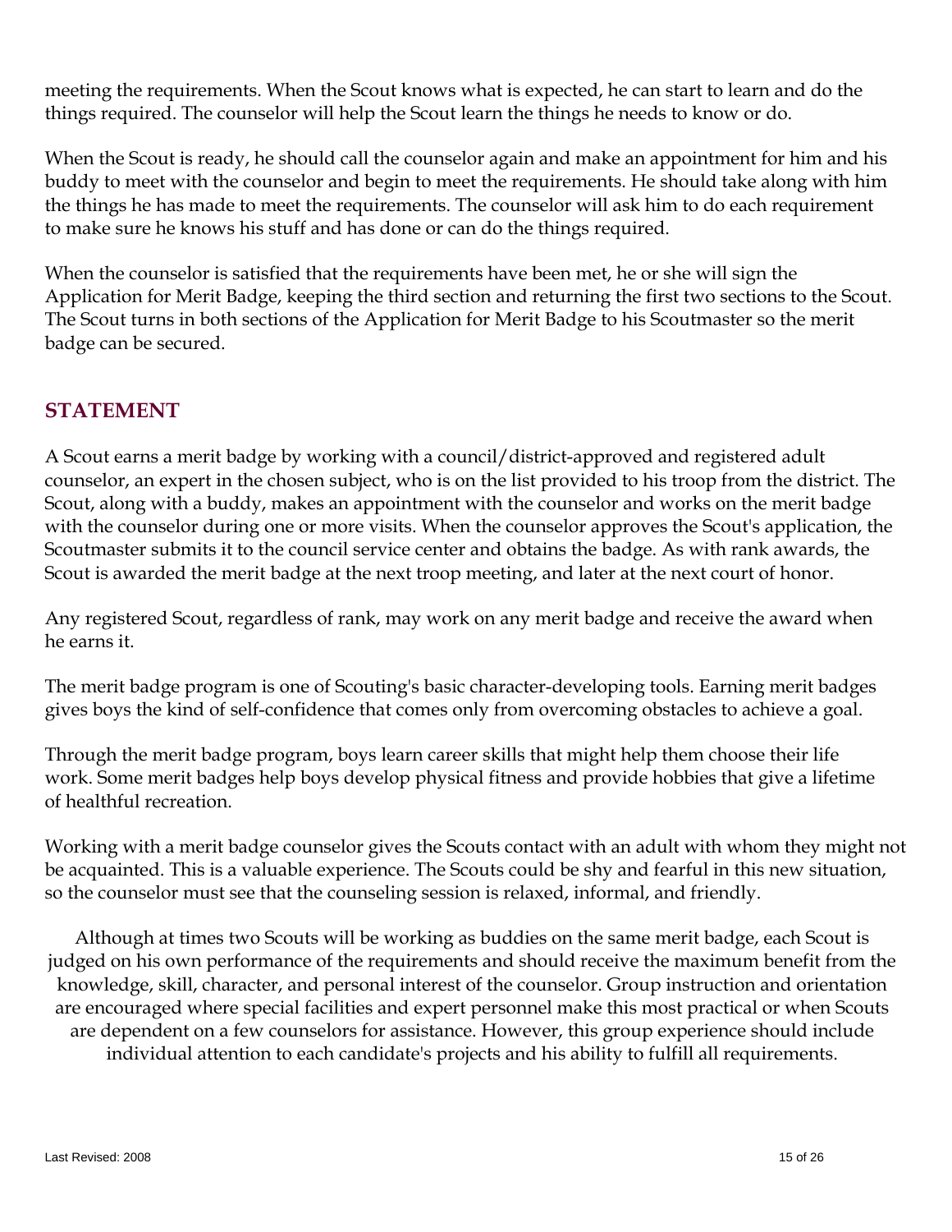meeting the requirements. When the Scout knows what is expected, he can start to learn and do the things required. The counselor will help the Scout learn the things he needs to know or do.

When the Scout is ready, he should call the counselor again and make an appointment for him and his buddy to meet with the counselor and begin to meet the requirements. He should take along with him the things he has made to meet the requirements. The counselor will ask him to do each requirement to make sure he knows his stuff and has done or can do the things required.

When the counselor is satisfied that the requirements have been met, he or she will sign the Application for Merit Badge, keeping the third section and returning the first two sections to the Scout. The Scout turns in both sections of the Application for Merit Badge to his Scoutmaster so the merit badge can be secured.

## STATEMENT

A Scout earns a merit badge by working with a council/district-approved and registered adult counselor, an expert in the chosen subject, who is on the list provided to his troop from the district. The Scout, along with a buddy, makes an appointment with the counselor and works on the merit badge with the counselor during one or more visits. When the counselor approves the Scout's application, the Scoutmaster submits it to the council service center and obtains the badge. As with rank awards, the Scout is awarded the merit badge at the next troop meeting, and later at the next court of honor.

Any registered Scout, regardless of rank, may work on any merit badge and receive the award when he earns it.

The merit badge program is one of Scouting's basic character-developing tools. Earning merit badges gives boys the kind of self-confidence that comes only from overcoming obstacles to achieve a goal.

Through the merit badge program, boys learn career skills that might help them choose their life work. Some merit badges help boys develop physical fitness and provide hobbies that give a lifetime of healthful recreation.

Working with a merit badge counselor gives the Scouts contact with an adult with whom they might not be acquainted. This is a valuable experience. The Scouts could be shy and fearful in this new situation, so the counselor must see that the counseling session is relaxed, informal, and friendly.

Although at times two Scouts will be working as buddies on the same merit badge, each Scout is judged on his own performance of the requirements and should receive the maximum benefit from the knowledge, skill, character, and personal interest of the counselor. Group instruction and orientation are encouraged where special facilities and expert personnel make this most practical or when Scouts are dependent on a few counselors for assistance. However, this group experience should include individual attention to each candidate's projects and his ability to fulfill all requirements.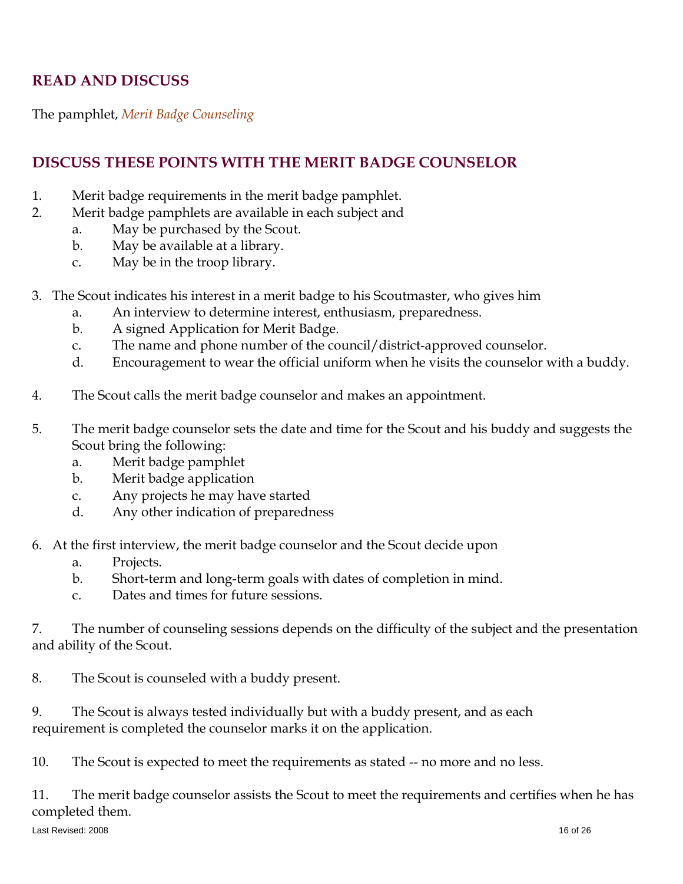## READ AND DISCUSS

The pamphlet, *Merit Badge Counseling*

## DISCUSS THESE POINTS WITH THE MERIT BADGE COUNSELOR

1. Merit badge requirements in the merit badge pamphlet.
2. Merit badge pamphlets are available in each subject and
   a. May be purchased by the Scout.
   b. May be available at a library.
   c. May be in the troop library.

3. The Scout indicates his interest in a merit badge to his Scoutmaster, who gives him
   a. An interview to determine interest, enthusiasm, preparedness.
   b. A signed Application for Merit Badge.
   c. The name and phone number of the council/district-approved counselor.
   d. Encouragement to wear the official uniform when he visits the counselor with a buddy.

4. The Scout calls the merit badge counselor and makes an appointment.

5. The merit badge counselor sets the date and time for the Scout and his buddy and suggests the Scout bring the following:
   a. Merit badge pamphlet
   b. Merit badge application
   c. Any projects he may have started
   d. Any other indication of preparedness

6. At the first interview, the merit badge counselor and the Scout decide upon
   a. Projects.
   b. Short-term and long-term goals with dates of completion in mind.
   c. Dates and times for future sessions.

7. The number of counseling sessions depends on the difficulty of the subject and the presentation and ability of the Scout.

8. The Scout is counseled with a buddy present.

9. The Scout is always tested individually but with a buddy present, and as each requirement is completed the counselor marks it on the application.

10. The Scout is expected to meet the requirements as stated -- no more and no less.

11. The merit badge counselor assists the Scout to meet the requirements and certifies when he has completed them.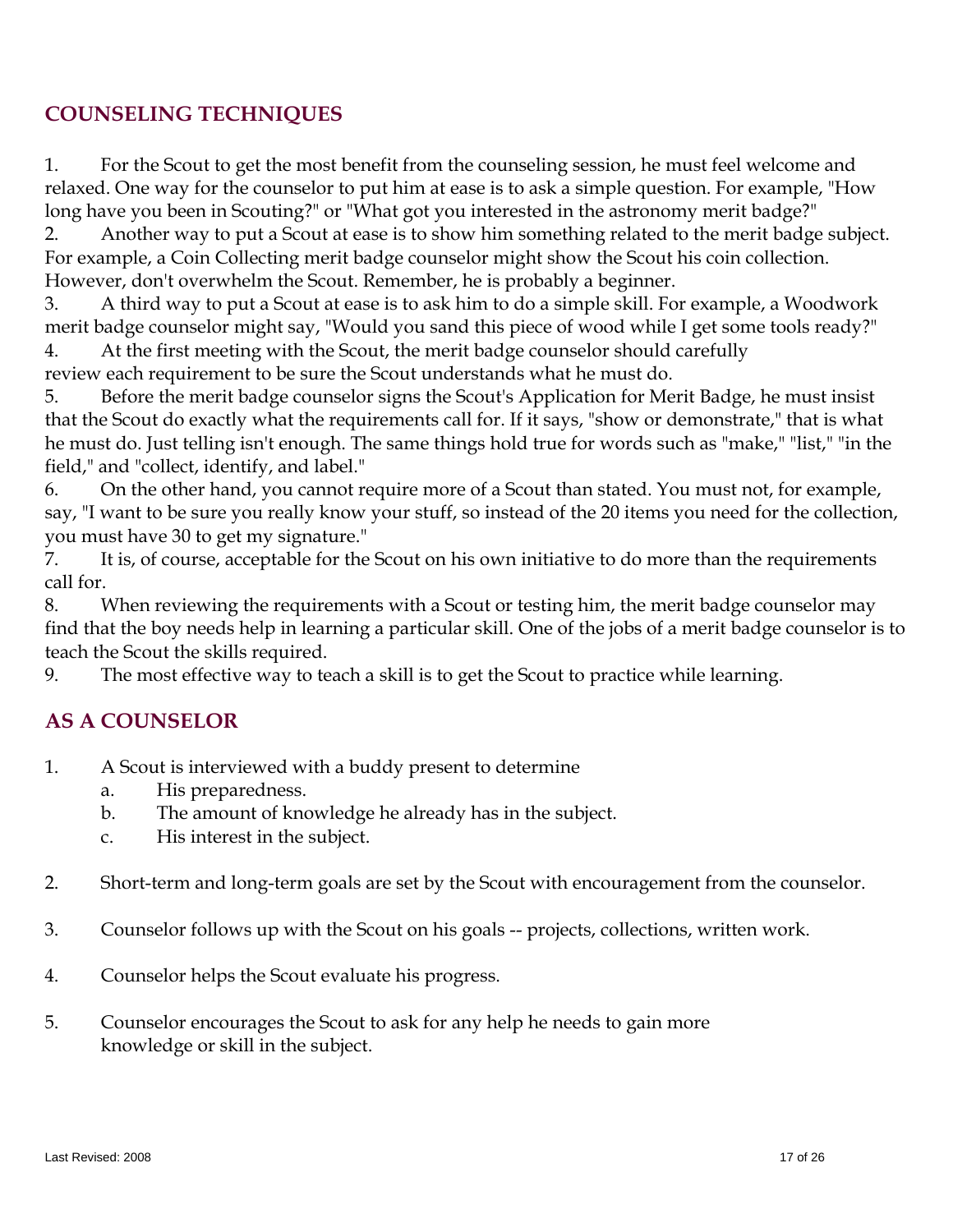## COUNSELING TECHNIQUES

1. For the Scout to get the most benefit from the counseling session, he must feel welcome and relaxed. One way for the counselor to put him at ease is to ask a simple question. For example, "How long have you been in Scouting?" or "What got you interested in the astronomy merit badge?"
2. Another way to put a Scout at ease is to show him something related to the merit badge subject. For example, a Coin Collecting merit badge counselor might show the Scout his coin collection. However, don't overwhelm the Scout. Remember, he is probably a beginner.
3. A third way to put a Scout at ease is to ask him to do a simple skill. For example, a Woodwork merit badge counselor might say, "Would you sand this piece of wood while I get some tools ready?"
4. At the first meeting with the Scout, the merit badge counselor should carefully review each requirement to be sure the Scout understands what he must do.
5. Before the merit badge counselor signs the Scout's Application for Merit Badge, he must insist that the Scout do exactly what the requirements call for. If it says, "show or demonstrate," that is what he must do. Just telling isn't enough. The same things hold true for words such as "make," "list," "in the field," and "collect, identify, and label."
6. On the other hand, you cannot require more of a Scout than stated. You must not, for example, say, "I want to be sure you really know your stuff, so instead of the 20 items you need for the collection, you must have 30 to get my signature."
7. It is, of course, acceptable for the Scout on his own initiative to do more than the requirements call for.
8. When reviewing the requirements with a Scout or testing him, the merit badge counselor may find that the boy needs help in learning a particular skill. One of the jobs of a merit badge counselor is to teach the Scout the skills required.
9. The most effective way to teach a skill is to get the Scout to practice while learning.

## AS A COUNSELOR

1. A Scout is interviewed with a buddy present to determine
   a. His preparedness.
   b. The amount of knowledge he already has in the subject.
   c. His interest in the subject.

2. Short-term and long-term goals are set by the Scout with encouragement from the counselor.

3. Counselor follows up with the Scout on his goals -- projects, collections, written work.

4. Counselor helps the Scout evaluate his progress.

5. Counselor encourages the Scout to ask for any help he needs to gain more knowledge or skill in the subject.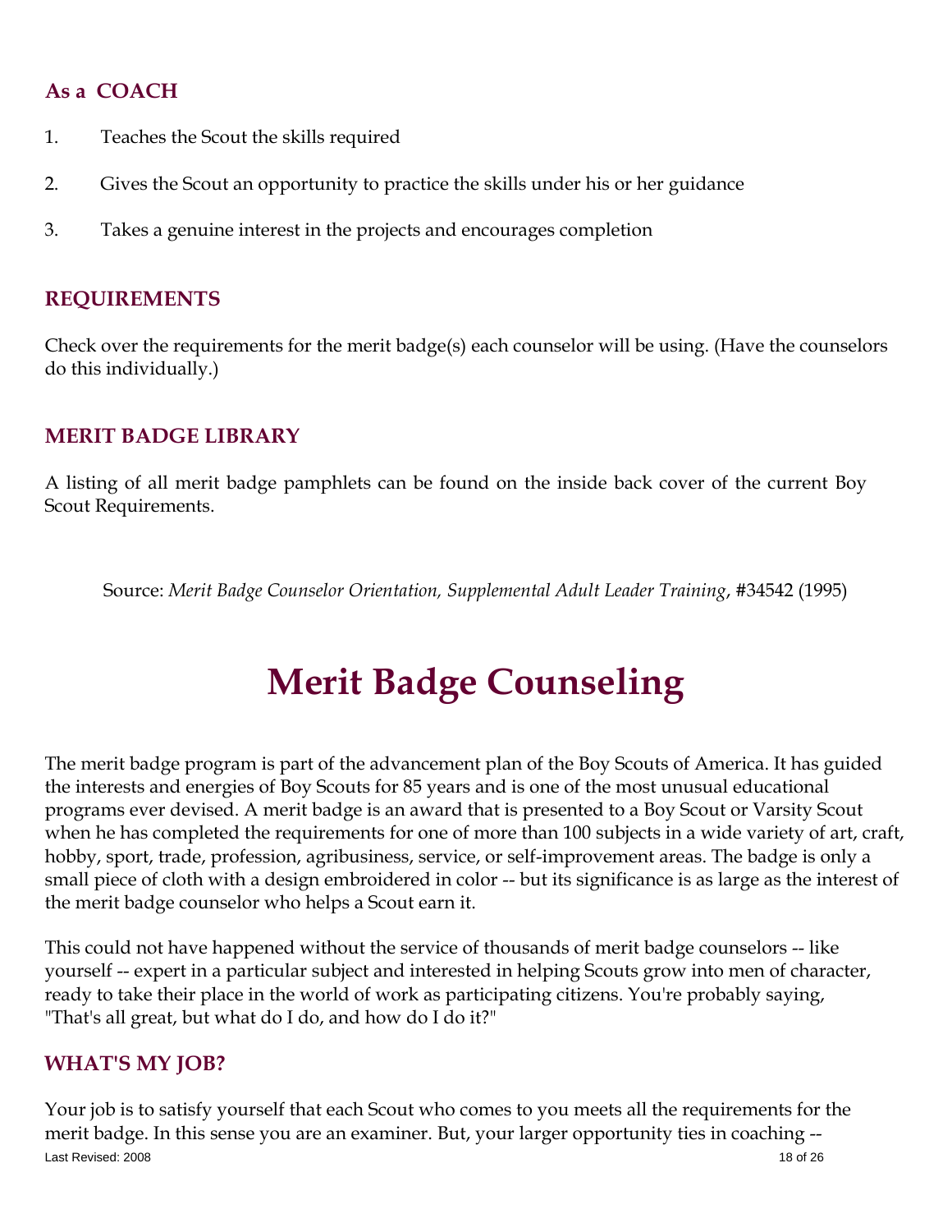### As a COACH

1. Teaches the Scout the skills required
2. Gives the Scout an opportunity to practice the skills under his or her guidance
3. Takes a genuine interest in the projects and encourages completion

### REQUIREMENTS

Check over the requirements for the merit badge(s) each counselor will be using. (Have the counselors do this individually.)

### MERIT BADGE LIBRARY

A listing of all merit badge pamphlets can be found on the inside back cover of the current Boy Scout Requirements.

Source: *Merit Badge Counselor Orientation, Supplemental Adult Leader Training*, #34542 (1995)

# Merit Badge Counseling

The merit badge program is part of the advancement plan of the Boy Scouts of America. It has guided the interests and energies of Boy Scouts for 85 years and is one of the most unusual educational programs ever devised. A merit badge is an award that is presented to a Boy Scout or Varsity Scout when he has completed the requirements for one of more than 100 subjects in a wide variety of art, craft, hobby, sport, trade, profession, agribusiness, service, or self-improvement areas. The badge is only a small piece of cloth with a design embroidered in color -- but its significance is as large as the interest of the merit badge counselor who helps a Scout earn it.

This could not have happened without the service of thousands of merit badge counselors -- like yourself -- expert in a particular subject and interested in helping Scouts grow into men of character, ready to take their place in the world of work as participating citizens. You're probably saying, "That's all great, but what do I do, and how do I do it?"

### WHAT'S MY JOB?

Your job is to satisfy yourself that each Scout who comes to you meets all the requirements for the merit badge. In this sense you are an examiner. But, your larger opportunity ties in coaching --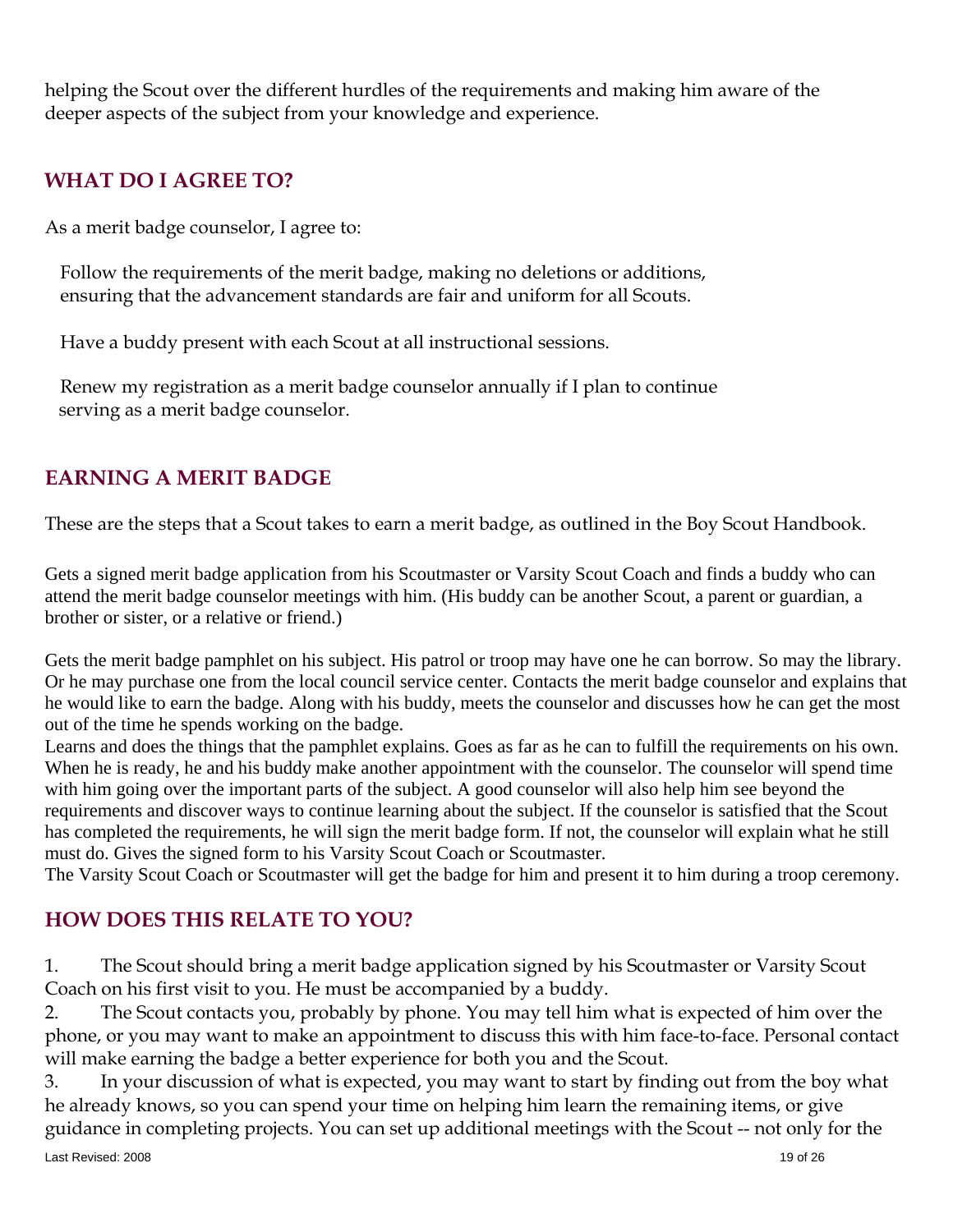helping the Scout over the different hurdles of the requirements and making him aware of the deeper aspects of the subject from your knowledge and experience.

## WHAT DO I AGREE TO?

As a merit badge counselor, I agree to:

Follow the requirements of the merit badge, making no deletions or additions, ensuring that the advancement standards are fair and uniform for all Scouts.

Have a buddy present with each Scout at all instructional sessions.

Renew my registration as a merit badge counselor annually if I plan to continue serving as a merit badge counselor.

## EARNING A MERIT BADGE

These are the steps that a Scout takes to earn a merit badge, as outlined in the Boy Scout Handbook.

Gets a signed merit badge application from his Scoutmaster or Varsity Scout Coach and finds a buddy who can attend the merit badge counselor meetings with him. (His buddy can be another Scout, a parent or guardian, a brother or sister, or a relative or friend.)

Gets the merit badge pamphlet on his subject. His patrol or troop may have one he can borrow. So may the library. Or he may purchase one from the local council service center. Contacts the merit badge counselor and explains that he would like to earn the badge. Along with his buddy, meets the counselor and discusses how he can get the most out of the time he spends working on the badge.

Learns and does the things that the pamphlet explains. Goes as far as he can to fulfill the requirements on his own. When he is ready, he and his buddy make another appointment with the counselor. The counselor will spend time with him going over the important parts of the subject. A good counselor will also help him see beyond the requirements and discover ways to continue learning about the subject. If the counselor is satisfied that the Scout has completed the requirements, he will sign the merit badge form. If not, the counselor will explain what he still must do. Gives the signed form to his Varsity Scout Coach or Scoutmaster.

The Varsity Scout Coach or Scoutmaster will get the badge for him and present it to him during a troop ceremony.

## HOW DOES THIS RELATE TO YOU?

1. The Scout should bring a merit badge application signed by his Scoutmaster or Varsity Scout Coach on his first visit to you. He must be accompanied by a buddy.
2. The Scout contacts you, probably by phone. You may tell him what is expected of him over the phone, or you may want to make an appointment to discuss this with him face-to-face. Personal contact will make earning the badge a better experience for both you and the Scout.
3. In your discussion of what is expected, you may want to start by finding out from the boy what he already knows, so you can spend your time on helping him learn the remaining items, or give guidance in completing projects. You can set up additional meetings with the Scout -- not only for the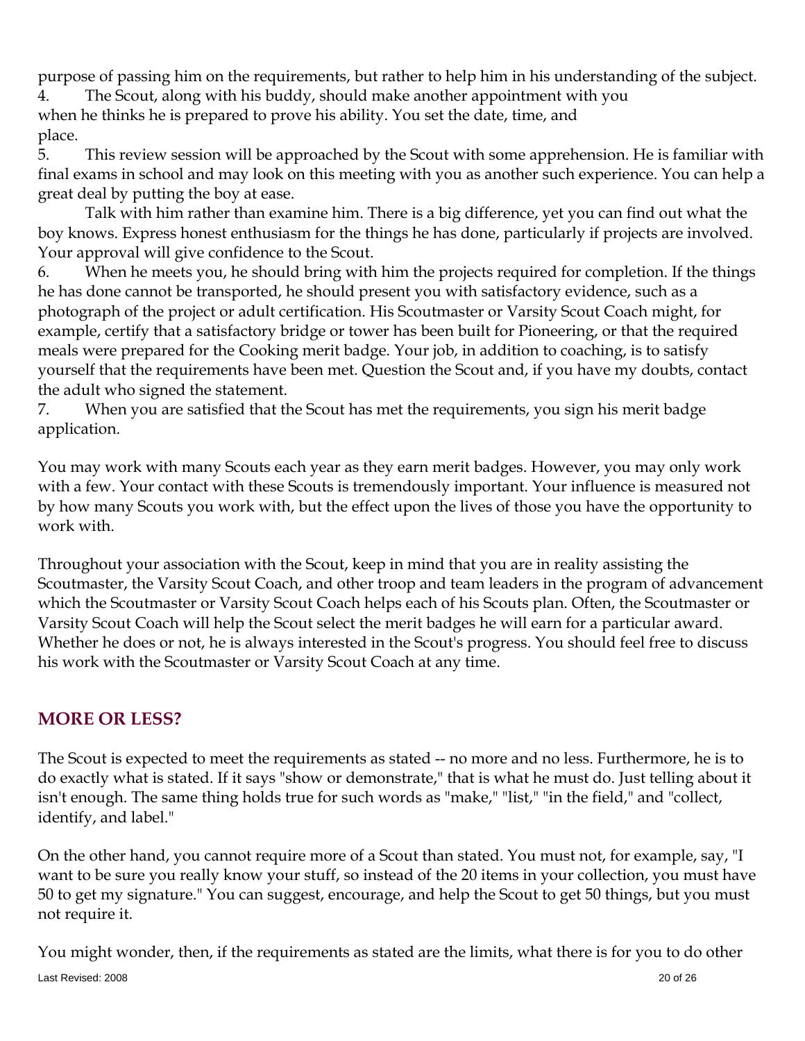purpose of passing him on the requirements, but rather to help him in his understanding of the subject.

4. The Scout, along with his buddy, should make another appointment with you when he thinks he is prepared to prove his ability. You set the date, time, and place.

5. This review session will be approached by the Scout with some apprehension. He is familiar with final exams in school and may look on this meeting with you as another such experience. You can help a great deal by putting the boy at ease.

   Talk with him rather than examine him. There is a big difference, yet you can find out what the boy knows. Express honest enthusiasm for the things he has done, particularly if projects are involved. Your approval will give confidence to the Scout.

6. When he meets you, he should bring with him the projects required for completion. If the things he has done cannot be transported, he should present you with satisfactory evidence, such as a photograph of the project or adult certification. His Scoutmaster or Varsity Scout Coach might, for example, certify that a satisfactory bridge or tower has been built for Pioneering, or that the required meals were prepared for the Cooking merit badge. Your job, in addition to coaching, is to satisfy yourself that the requirements have been met. Question the Scout and, if you have my doubts, contact the adult who signed the statement.

7. When you are satisfied that the Scout has met the requirements, you sign his merit badge application.

You may work with many Scouts each year as they earn merit badges. However, you may only work with a few. Your contact with these Scouts is tremendously important. Your influence is measured not by how many Scouts you work with, but the effect upon the lives of those you have the opportunity to work with.

Throughout your association with the Scout, keep in mind that you are in reality assisting the Scoutmaster, the Varsity Scout Coach, and other troop and team leaders in the program of advancement which the Scoutmaster or Varsity Scout Coach helps each of his Scouts plan. Often, the Scoutmaster or Varsity Scout Coach will help the Scout select the merit badges he will earn for a particular award. Whether he does or not, he is always interested in the Scout's progress. You should feel free to discuss his work with the Scoutmaster or Varsity Scout Coach at any time.

## MORE OR LESS?

The Scout is expected to meet the requirements as stated -- no more and no less. Furthermore, he is to do exactly what is stated. If it says "show or demonstrate," that is what he must do. Just telling about it isn't enough. The same thing holds true for such words as "make," "list," "in the field," and "collect, identify, and label."

On the other hand, you cannot require more of a Scout than stated. You must not, for example, say, "I want to be sure you really know your stuff, so instead of the 20 items in your collection, you must have 50 to get my signature." You can suggest, encourage, and help the Scout to get 50 things, but you must not require it.

You might wonder, then, if the requirements as stated are the limits, what there is for you to do other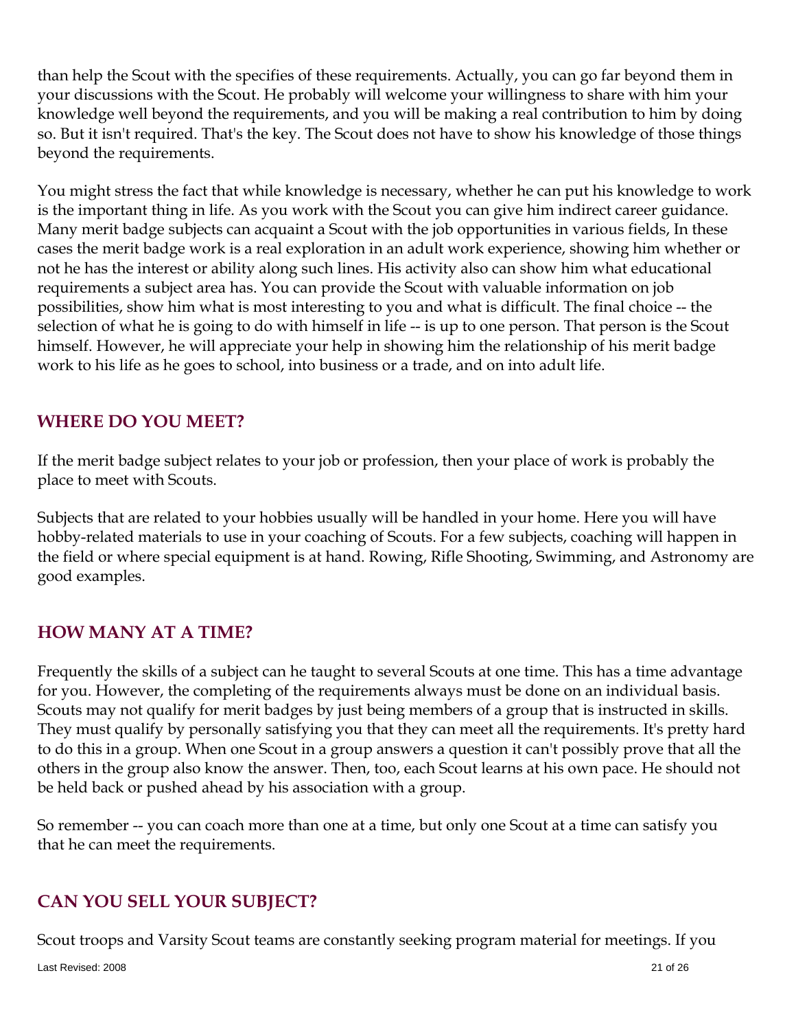than help the Scout with the specifies of these requirements. Actually, you can go far beyond them in your discussions with the Scout. He probably will welcome your willingness to share with him your knowledge well beyond the requirements, and you will be making a real contribution to him by doing so. But it isn't required. That's the key. The Scout does not have to show his knowledge of those things beyond the requirements.

You might stress the fact that while knowledge is necessary, whether he can put his knowledge to work is the important thing in life. As you work with the Scout you can give him indirect career guidance. Many merit badge subjects can acquaint a Scout with the job opportunities in various fields, In these cases the merit badge work is a real exploration in an adult work experience, showing him whether or not he has the interest or ability along such lines. His activity also can show him what educational requirements a subject area has. You can provide the Scout with valuable information on job possibilities, show him what is most interesting to you and what is difficult. The final choice -- the selection of what he is going to do with himself in life -- is up to one person. That person is the Scout himself. However, he will appreciate your help in showing him the relationship of his merit badge work to his life as he goes to school, into business or a trade, and on into adult life.

## WHERE DO YOU MEET?

If the merit badge subject relates to your job or profession, then your place of work is probably the place to meet with Scouts.

Subjects that are related to your hobbies usually will be handled in your home. Here you will have hobby-related materials to use in your coaching of Scouts. For a few subjects, coaching will happen in the field or where special equipment is at hand. Rowing, Rifle Shooting, Swimming, and Astronomy are good examples.

## HOW MANY AT A TIME?

Frequently the skills of a subject can he taught to several Scouts at one time. This has a time advantage for you. However, the completing of the requirements always must be done on an individual basis. Scouts may not qualify for merit badges by just being members of a group that is instructed in skills. They must qualify by personally satisfying you that they can meet all the requirements. It's pretty hard to do this in a group. When one Scout in a group answers a question it can't possibly prove that all the others in the group also know the answer. Then, too, each Scout learns at his own pace. He should not be held back or pushed ahead by his association with a group.

So remember -- you can coach more than one at a time, but only one Scout at a time can satisfy you that he can meet the requirements.

## CAN YOU SELL YOUR SUBJECT?

Scout troops and Varsity Scout teams are constantly seeking program material for meetings. If you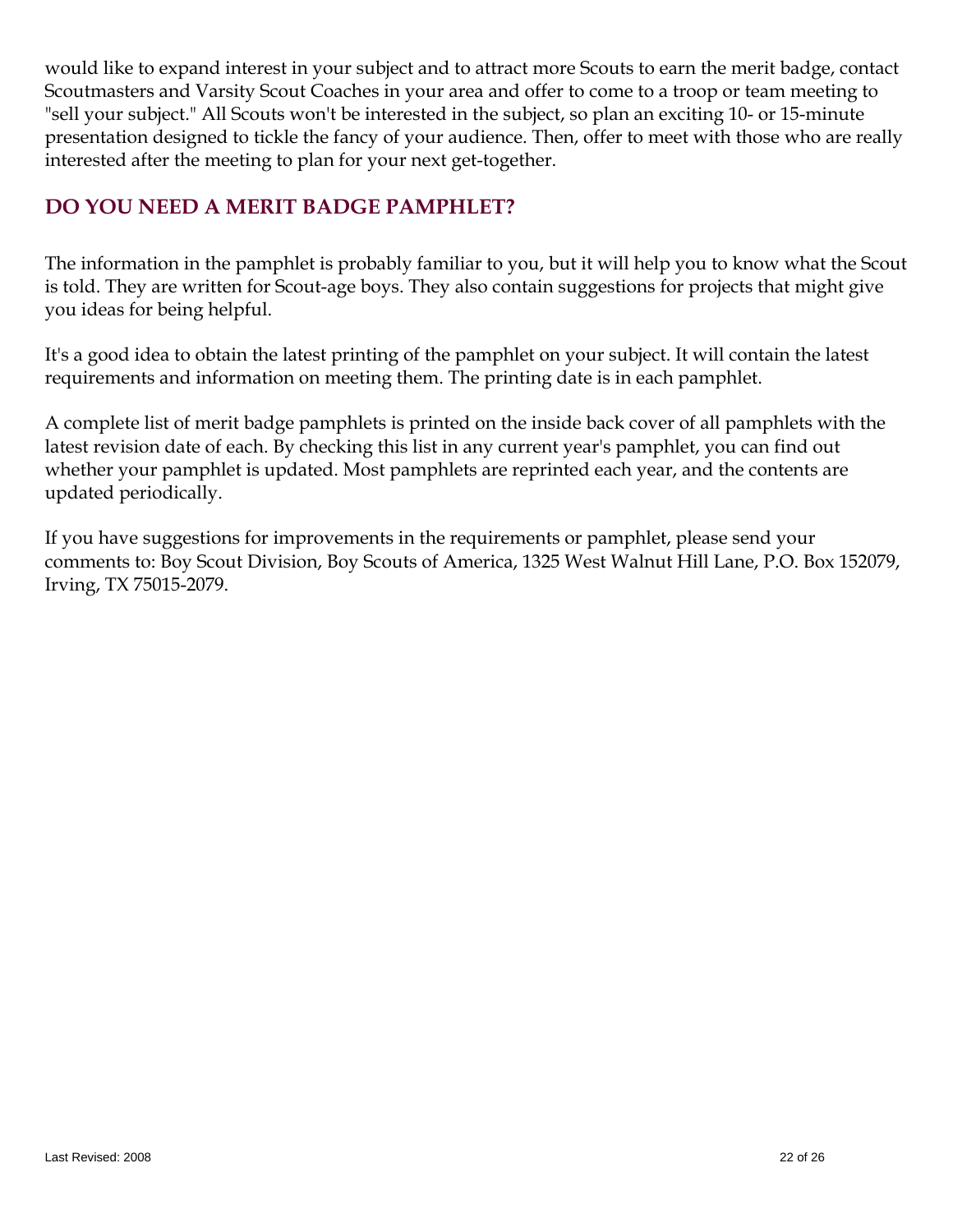would like to expand interest in your subject and to attract more Scouts to earn the merit badge, contact Scoutmasters and Varsity Scout Coaches in your area and offer to come to a troop or team meeting to "sell your subject." All Scouts won't be interested in the subject, so plan an exciting 10- or 15-minute presentation designed to tickle the fancy of your audience. Then, offer to meet with those who are really interested after the meeting to plan for your next get-together.

## DO YOU NEED A MERIT BADGE PAMPHLET?

The information in the pamphlet is probably familiar to you, but it will help you to know what the Scout is told. They are written for Scout-age boys. They also contain suggestions for projects that might give you ideas for being helpful.

It's a good idea to obtain the latest printing of the pamphlet on your subject. It will contain the latest requirements and information on meeting them. The printing date is in each pamphlet.

A complete list of merit badge pamphlets is printed on the inside back cover of all pamphlets with the latest revision date of each. By checking this list in any current year's pamphlet, you can find out whether your pamphlet is updated. Most pamphlets are reprinted each year, and the contents are updated periodically.

If you have suggestions for improvements in the requirements or pamphlet, please send your comments to: Boy Scout Division, Boy Scouts of America, 1325 West Walnut Hill Lane, P.O. Box 152079, Irving, TX 75015-2079.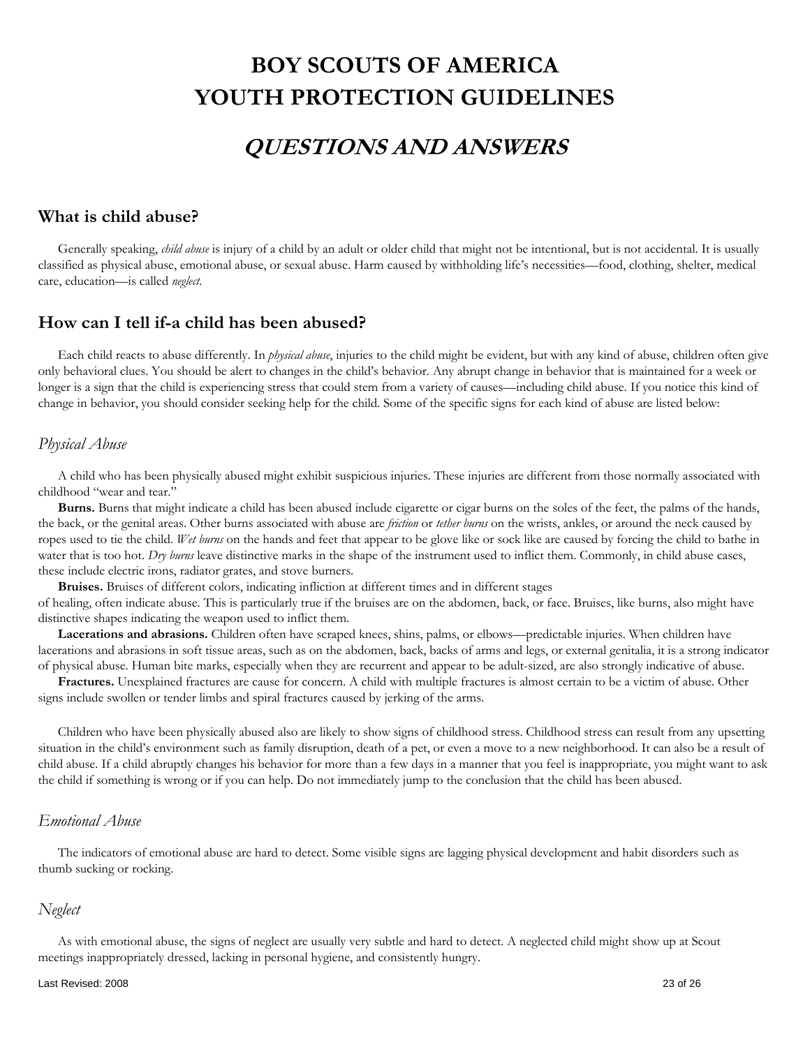# BOY SCOUTS OF AMERICA
# YOUTH PROTECTION GUIDELINES

## *QUESTIONS AND ANSWERS*

### What is child abuse?

Generally speaking, *child abuse* is injury of a child by an adult or older child that might not be intentional, but is not accidental. It is usually classified as physical abuse, emotional abuse, or sexual abuse. Harm caused by withholding life's necessities—food, clothing, shelter, medical care, education—is called *neglect*.

### How can I tell if-a child has been abused?

Each child reacts to abuse differently. In *physical abuse*, injuries to the child might be evident, but with any kind of abuse, children often give only behavioral clues. You should be alert to changes in the child's behavior. Any abrupt change in behavior that is maintained for a week or longer is a sign that the child is experiencing stress that could stem from a variety of causes—including child abuse. If you notice this kind of change in behavior, you should consider seeking help for the child. Some of the specific signs for each kind of abuse are listed below:

#### *Physical Abuse*

A child who has been physically abused might exhibit suspicious injuries. These injuries are different from those normally associated with childhood "wear and tear."

**Burns.** Burns that might indicate a child has been abused include cigarette or cigar burns on the soles of the feet, the palms of the hands, the back, or the genital areas. Other burns associated with abuse are *friction* or *tether burns* on the wrists, ankles, or around the neck caused by ropes used to tie the child. *Wet burns* on the hands and feet that appear to be glove like or sock like are caused by forcing the child to bathe in water that is too hot. *Dry burns* leave distinctive marks in the shape of the instrument used to inflict them. Commonly, in child abuse cases, these include electric irons, radiator grates, and stove burners.

**Bruises.** Bruises of different colors, indicating infliction at different times and in different stages of healing, often indicate abuse. This is particularly true if the bruises are on the abdomen, back, or face. Bruises, like burns, also might have distinctive shapes indicating the weapon used to inflict them.

**Lacerations and abrasions.** Children often have scraped knees, shins, palms, or elbows—predictable injuries. When children have lacerations and abrasions in soft tissue areas, such as on the abdomen, back, backs of arms and legs, or external genitalia, it is a strong indicator of physical abuse. Human bite marks, especially when they are recurrent and appear to be adult-sized, are also strongly indicative of abuse.

**Fractures.** Unexplained fractures are cause for concern. A child with multiple fractures is almost certain to be a victim of abuse. Other signs include swollen or tender limbs and spiral fractures caused by jerking of the arms.

Children who have been physically abused also are likely to show signs of childhood stress. Childhood stress can result from any upsetting situation in the child's environment such as family disruption, death of a pet, or even a move to a new neighborhood. It can also be a result of child abuse. If a child abruptly changes his behavior for more than a few days in a manner that you feel is inappropriate, you might want to ask the child if something is wrong or if you can help. Do not immediately jump to the conclusion that the child has been abused.

#### *Emotional Abuse*

The indicators of emotional abuse are hard to detect. Some visible signs are lagging physical development and habit disorders such as thumb sucking or rocking.

#### *Neglect*

As with emotional abuse, the signs of neglect are usually very subtle and hard to detect. A neglected child might show up at Scout meetings inappropriately dressed, lacking in personal hygiene, and consistently hungry.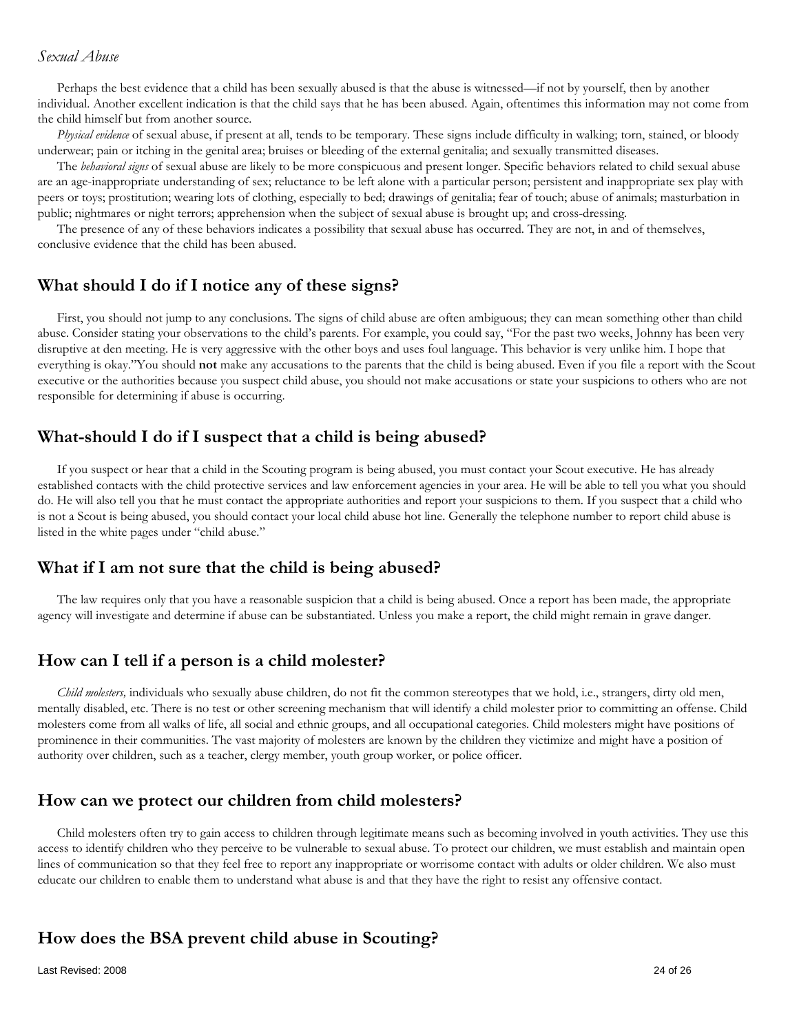*Sexual Abuse*

Perhaps the best evidence that a child has been sexually abused is that the abuse is witnessed—if not by yourself, then by another individual. Another excellent indication is that the child says that he has been abused. Again, oftentimes this information may not come from the child himself but from another source.

*Physical evidence* of sexual abuse, if present at all, tends to be temporary. These signs include difficulty in walking; torn, stained, or bloody underwear; pain or itching in the genital area; bruises or bleeding of the external genitalia; and sexually transmitted diseases.

The *behavioral signs* of sexual abuse are likely to be more conspicuous and present longer. Specific behaviors related to child sexual abuse are an age-inappropriate understanding of sex; reluctance to be left alone with a particular person; persistent and inappropriate sex play with peers or toys; prostitution; wearing lots of clothing, especially to bed; drawings of genitalia; fear of touch; abuse of animals; masturbation in public; nightmares or night terrors; apprehension when the subject of sexual abuse is brought up; and cross-dressing.

The presence of any of these behaviors indicates a possibility that sexual abuse has occurred. They are not, in and of themselves, conclusive evidence that the child has been abused.

## What should I do if I notice any of these signs?

First, you should not jump to any conclusions. The signs of child abuse are often ambiguous; they can mean something other than child abuse. Consider stating your observations to the child's parents. For example, you could say, "For the past two weeks, Johnny has been very disruptive at den meeting. He is very aggressive with the other boys and uses foul language. This behavior is very unlike him. I hope that everything is okay."You should **not** make any accusations to the parents that the child is being abused. Even if you file a report with the Scout executive or the authorities because you suspect child abuse, you should not make accusations or state your suspicions to others who are not responsible for determining if abuse is occurring.

## What-should I do if I suspect that a child is being abused?

If you suspect or hear that a child in the Scouting program is being abused, you must contact your Scout executive. He has already established contacts with the child protective services and law enforcement agencies in your area. He will be able to tell you what you should do. He will also tell you that he must contact the appropriate authorities and report your suspicions to them. If you suspect that a child who is not a Scout is being abused, you should contact your local child abuse hot line. Generally the telephone number to report child abuse is listed in the white pages under "child abuse."

## What if I am not sure that the child is being abused?

The law requires only that you have a reasonable suspicion that a child is being abused. Once a report has been made, the appropriate agency will investigate and determine if abuse can be substantiated. Unless you make a report, the child might remain in grave danger.

## How can I tell if a person is a child molester?

*Child molesters,* individuals who sexually abuse children, do not fit the common stereotypes that we hold, i.e., strangers, dirty old men, mentally disabled, etc. There is no test or other screening mechanism that will identify a child molester prior to committing an offense. Child molesters come from all walks of life, all social and ethnic groups, and all occupational categories. Child molesters might have positions of prominence in their communities. The vast majority of molesters are known by the children they victimize and might have a position of authority over children, such as a teacher, clergy member, youth group worker, or police officer.

## How can we protect our children from child molesters?

Child molesters often try to gain access to children through legitimate means such as becoming involved in youth activities. They use this access to identify children who they perceive to be vulnerable to sexual abuse. To protect our children, we must establish and maintain open lines of communication so that they feel free to report any inappropriate or worrisome contact with adults or older children. We also must educate our children to enable them to understand what abuse is and that they have the right to resist any offensive contact.

## How does the BSA prevent child abuse in Scouting?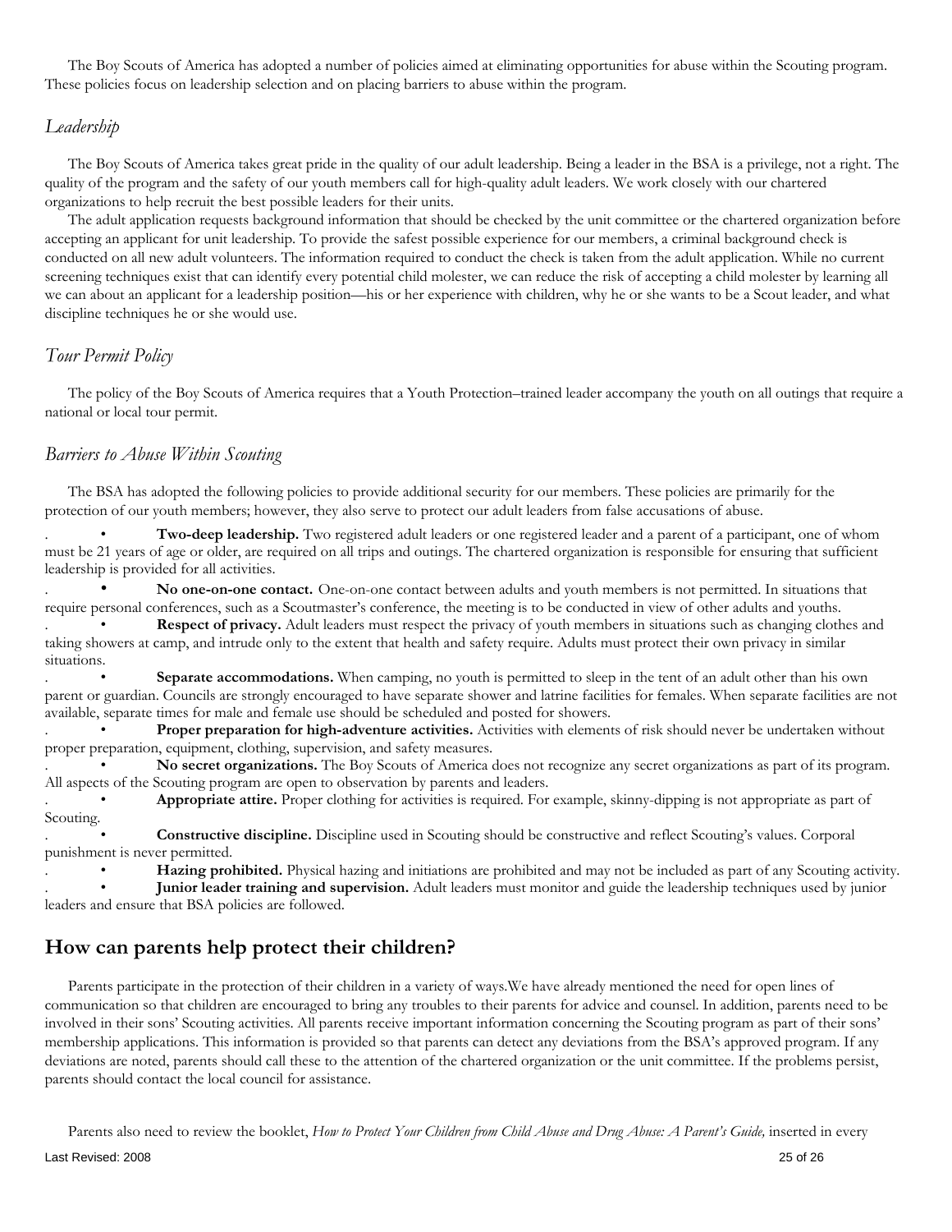The Boy Scouts of America has adopted a number of policies aimed at eliminating opportunities for abuse within the Scouting program. These policies focus on leadership selection and on placing barriers to abuse within the program.

### *Leadership*

The Boy Scouts of America takes great pride in the quality of our adult leadership. Being a leader in the BSA is a privilege, not a right. The quality of the program and the safety of our youth members call for high-quality adult leaders. We work closely with our chartered organizations to help recruit the best possible leaders for their units.

The adult application requests background information that should be checked by the unit committee or the chartered organization before accepting an applicant for unit leadership. To provide the safest possible experience for our members, a criminal background check is conducted on all new adult volunteers. The information required to conduct the check is taken from the adult application. While no current screening techniques exist that can identify every potential child molester, we can reduce the risk of accepting a child molester by learning all we can about an applicant for a leadership position—his or her experience with children, why he or she wants to be a Scout leader, and what discipline techniques he or she would use.

### *Tour Permit Policy*

The policy of the Boy Scouts of America requires that a Youth Protection–trained leader accompany the youth on all outings that require a national or local tour permit.

### *Barriers to Abuse Within Scouting*

The BSA has adopted the following policies to provide additional security for our members. These policies are primarily for the protection of our youth members; however, they also serve to protect our adult leaders from false accusations of abuse.

- **Two-deep leadership.** Two registered adult leaders or one registered leader and a parent of a participant, one of whom must be 21 years of age or older, are required on all trips and outings. The chartered organization is responsible for ensuring that sufficient leadership is provided for all activities.
- **No one-on-one contact.** One-on-one contact between adults and youth members is not permitted. In situations that require personal conferences, such as a Scoutmaster's conference, the meeting is to be conducted in view of other adults and youths.
- **Respect of privacy.** Adult leaders must respect the privacy of youth members in situations such as changing clothes and taking showers at camp, and intrude only to the extent that health and safety require. Adults must protect their own privacy in similar situations.
- **Separate accommodations.** When camping, no youth is permitted to sleep in the tent of an adult other than his own parent or guardian. Councils are strongly encouraged to have separate shower and latrine facilities for females. When separate facilities are not available, separate times for male and female use should be scheduled and posted for showers.
- **Proper preparation for high-adventure activities.** Activities with elements of risk should never be undertaken without proper preparation, equipment, clothing, supervision, and safety measures.
- **No secret organizations.** The Boy Scouts of America does not recognize any secret organizations as part of its program. All aspects of the Scouting program are open to observation by parents and leaders.
- **Appropriate attire.** Proper clothing for activities is required. For example, skinny-dipping is not appropriate as part of Scouting.
- **Constructive discipline.** Discipline used in Scouting should be constructive and reflect Scouting's values. Corporal punishment is never permitted.
- **Hazing prohibited.** Physical hazing and initiations are prohibited and may not be included as part of any Scouting activity.
- **Junior leader training and supervision.** Adult leaders must monitor and guide the leadership techniques used by junior leaders and ensure that BSA policies are followed.

## How can parents help protect their children?

Parents participate in the protection of their children in a variety of ways.We have already mentioned the need for open lines of communication so that children are encouraged to bring any troubles to their parents for advice and counsel. In addition, parents need to be involved in their sons' Scouting activities. All parents receive important information concerning the Scouting program as part of their sons' membership applications. This information is provided so that parents can detect any deviations from the BSA's approved program. If any deviations are noted, parents should call these to the attention of the chartered organization or the unit committee. If the problems persist, parents should contact the local council for assistance.

Parents also need to review the booklet, *How to Protect Your Children from Child Abuse and Drug Abuse: A Parent's Guide,* inserted in every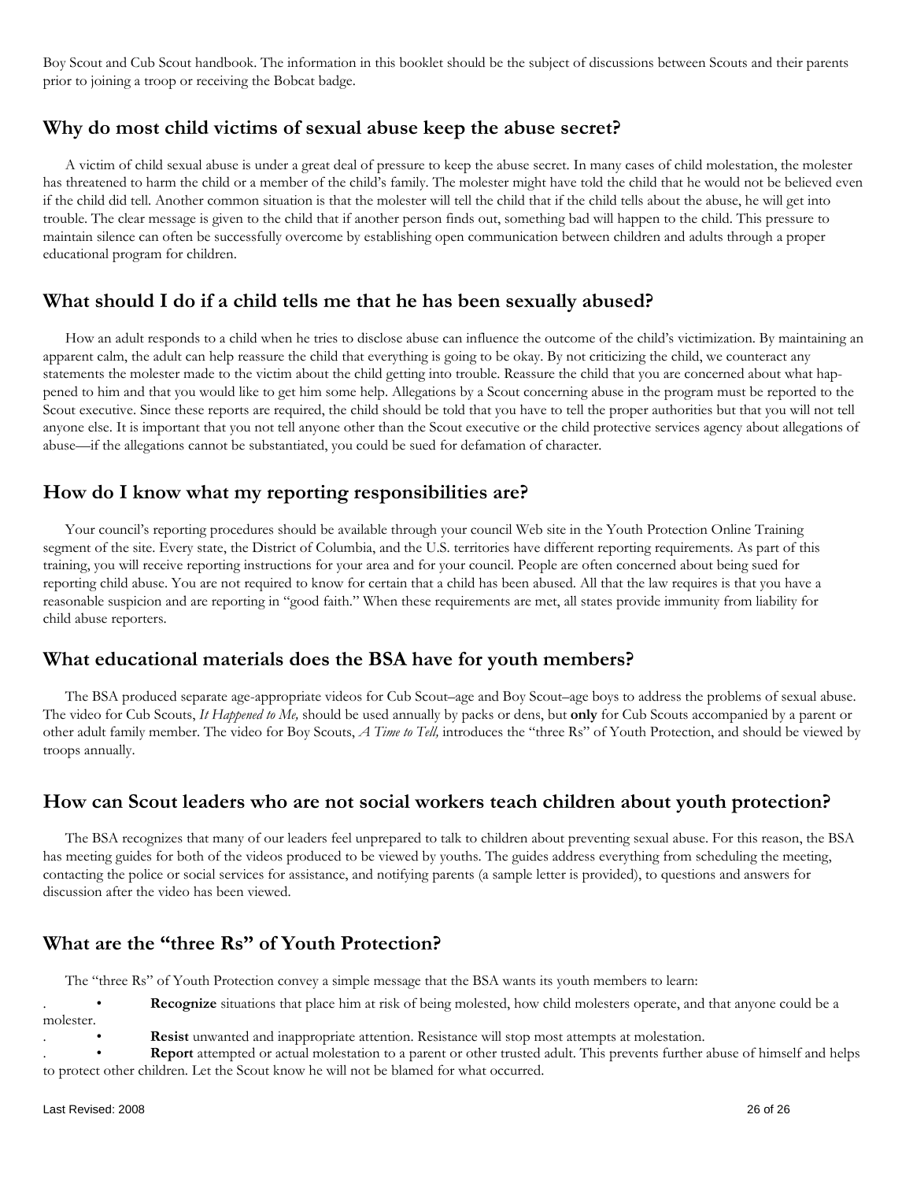Boy Scout and Cub Scout handbook. The information in this booklet should be the subject of discussions between Scouts and their parents prior to joining a troop or receiving the Bobcat badge.

## Why do most child victims of sexual abuse keep the abuse secret?

A victim of child sexual abuse is under a great deal of pressure to keep the abuse secret. In many cases of child molestation, the molester has threatened to harm the child or a member of the child's family. The molester might have told the child that he would not be believed even if the child did tell. Another common situation is that the molester will tell the child that if the child tells about the abuse, he will get into trouble. The clear message is given to the child that if another person finds out, something bad will happen to the child. This pressure to maintain silence can often be successfully overcome by establishing open communication between children and adults through a proper educational program for children.

## What should I do if a child tells me that he has been sexually abused?

How an adult responds to a child when he tries to disclose abuse can influence the outcome of the child's victimization. By maintaining an apparent calm, the adult can help reassure the child that everything is going to be okay. By not criticizing the child, we counteract any statements the molester made to the victim about the child getting into trouble. Reassure the child that you are concerned about what happened to him and that you would like to get him some help. Allegations by a Scout concerning abuse in the program must be reported to the Scout executive. Since these reports are required, the child should be told that you have to tell the proper authorities but that you will not tell anyone else. It is important that you not tell anyone other than the Scout executive or the child protective services agency about allegations of abuse—if the allegations cannot be substantiated, you could be sued for defamation of character.

## How do I know what my reporting responsibilities are?

Your council's reporting procedures should be available through your council Web site in the Youth Protection Online Training segment of the site. Every state, the District of Columbia, and the U.S. territories have different reporting requirements. As part of this training, you will receive reporting instructions for your area and for your council. People are often concerned about being sued for reporting child abuse. You are not required to know for certain that a child has been abused. All that the law requires is that you have a reasonable suspicion and are reporting in "good faith." When these requirements are met, all states provide immunity from liability for child abuse reporters.

## What educational materials does the BSA have for youth members?

The BSA produced separate age-appropriate videos for Cub Scout–age and Boy Scout–age boys to address the problems of sexual abuse. The video for Cub Scouts, *It Happened to Me,* should be used annually by packs or dens, but **only** for Cub Scouts accompanied by a parent or other adult family member. The video for Boy Scouts, *A Time to Tell,* introduces the "three Rs" of Youth Protection, and should be viewed by troops annually.

## How can Scout leaders who are not social workers teach children about youth protection?

The BSA recognizes that many of our leaders feel unprepared to talk to children about preventing sexual abuse. For this reason, the BSA has meeting guides for both of the videos produced to be viewed by youths. The guides address everything from scheduling the meeting, contacting the police or social services for assistance, and notifying parents (a sample letter is provided), to questions and answers for discussion after the video has been viewed.

## What are the "three Rs" of Youth Protection?

The "three Rs" of Youth Protection convey a simple message that the BSA wants its youth members to learn:

- **Recognize** situations that place him at risk of being molested, how child molesters operate, and that anyone could be a molester.
- **Resist** unwanted and inappropriate attention. Resistance will stop most attempts at molestation.
- **Report** attempted or actual molestation to a parent or other trusted adult. This prevents further abuse of himself and helps to protect other children. Let the Scout know he will not be blamed for what occurred.

Last Revised: 2008